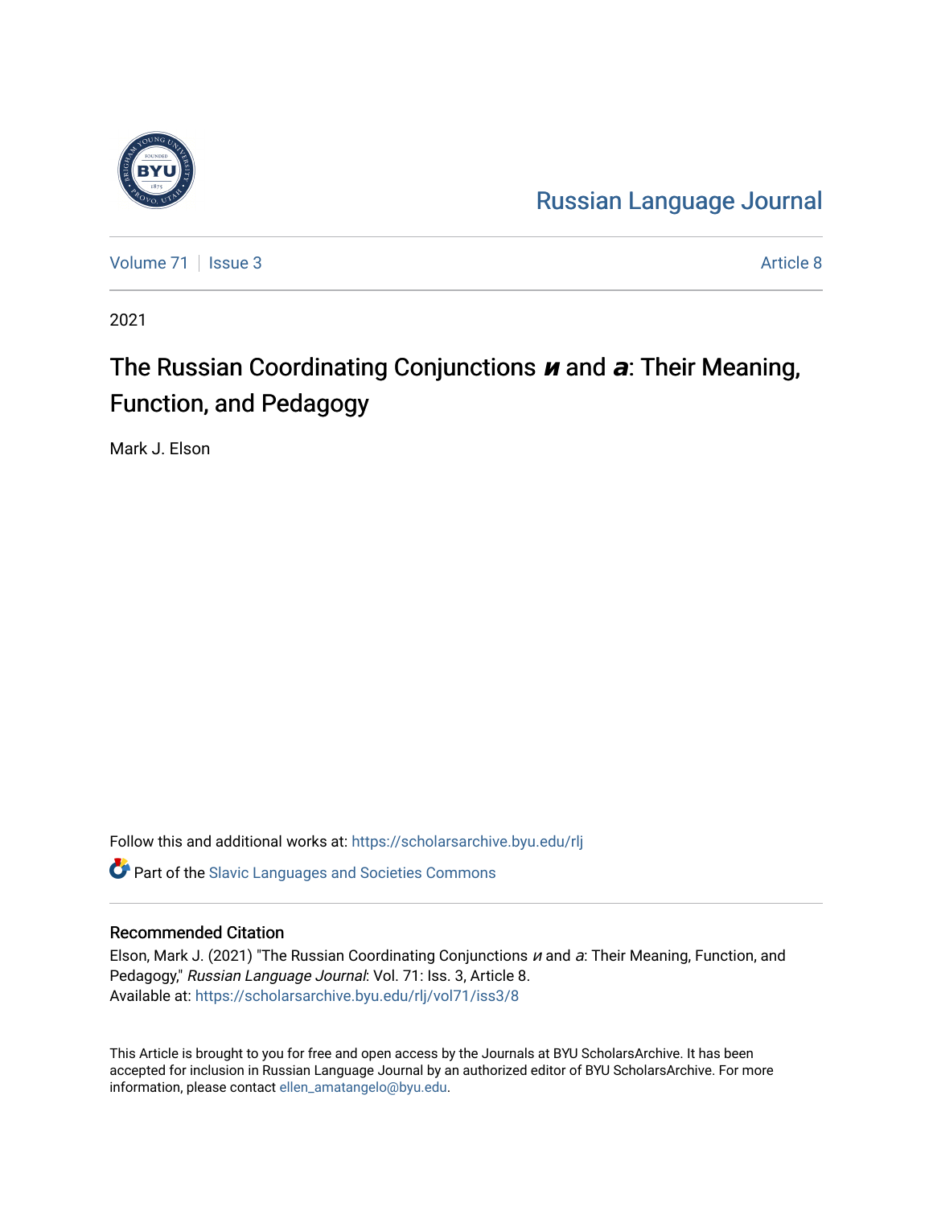Russian Language Journal

Volume 71 | Issue 3 | Article 8

2021

# The Russian Coordinating Conjunctions *и* and *а*: Their Meaning, Function, and Pedagogy

Mark J. Elson

Follow this and additional works at: https://scholarsarchive.byu.edu/rlj

Part of the Slavic Languages and Societies Commons

## Recommended Citation

Elson, Mark J. (2021) "The Russian Coordinating Conjunctions *и* and *а*: Their Meaning, Function, and Pedagogy," *Russian Language Journal*: Vol. 71: Iss. 3, Article 8.
Available at: https://scholarsarchive.byu.edu/rlj/vol71/iss3/8

This Article is brought to you for free and open access by the Journals at BYU ScholarsArchive. It has been accepted for inclusion in Russian Language Journal by an authorized editor of BYU ScholarsArchive. For more information, please contact ellen_amatangelo@byu.edu.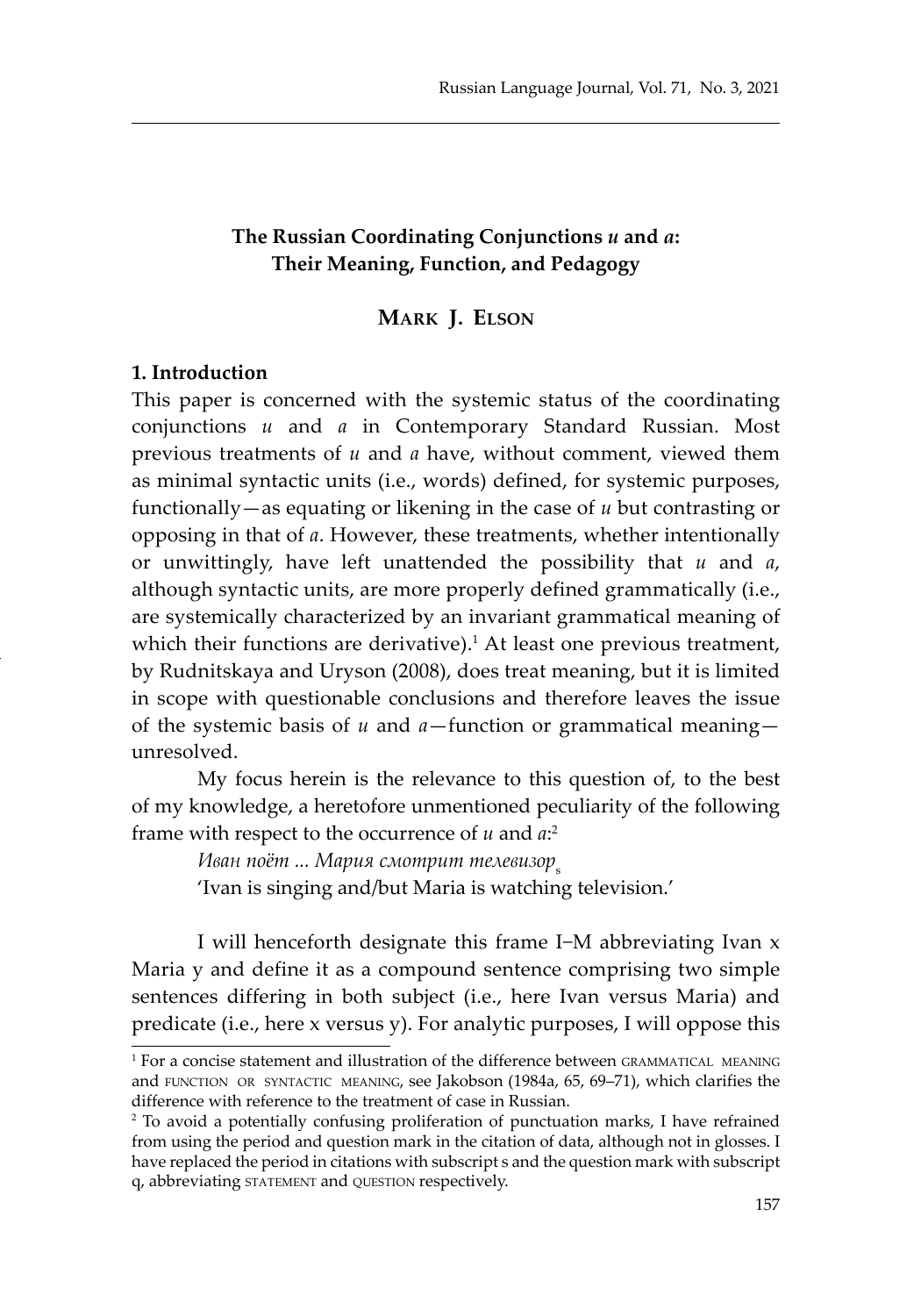**The Russian Coordinating Conjunctions *и* and *а*: Their Meaning, Function, and Pedagogy**

**Mark J. Elson**

## 1. Introduction

This paper is concerned with the systemic status of the coordinating conjunctions *и* and *а* in Contemporary Standard Russian. Most previous treatments of *и* and *а* have, without comment, viewed them as minimal syntactic units (i.e., words) defined, for systemic purposes, functionally—as equating or likening in the case of *и* but contrasting or opposing in that of *а*. However, these treatments, whether intentionally or unwittingly, have left unattended the possibility that *и* and *а*, although syntactic units, are more properly defined grammatically (i.e., are systemically characterized by an invariant grammatical meaning of which their functions are derivative).[1] At least one previous treatment, by Rudnitskaya and Uryson (2008), does treat meaning, but it is limited in scope with questionable conclusions and therefore leaves the issue of the systemic basis of *и* and *а*—function or grammatical meaning—unresolved.

My focus herein is the relevance to this question of, to the best of my knowledge, a heretofore unmentioned peculiarity of the following frame with respect to the occurrence of *и* and *а*:[2]

*Иван поёт ... Мария смотрит телевизор*$_s$
'Ivan is singing and/but Maria is watching television.'

I will henceforth designate this frame I–M abbreviating Ivan x Maria y and define it as a compound sentence comprising two simple sentences differing in both subject (i.e., here Ivan versus Maria) and predicate (i.e., here x versus y). For analytic purposes, I will oppose this

---

[1] For a concise statement and illustration of the difference between GRAMMATICAL MEANING and FUNCTION OR SYNTACTIC MEANING, see Jakobson (1984a, 65, 69–71), which clarifies the difference with reference to the treatment of case in Russian.

[2] To avoid a potentially confusing proliferation of punctuation marks, I have refrained from using the period and question mark in the citation of data, although not in glosses. I have replaced the period in citations with subscript s and the question mark with subscript q, abbreviating STATEMENT and QUESTION respectively.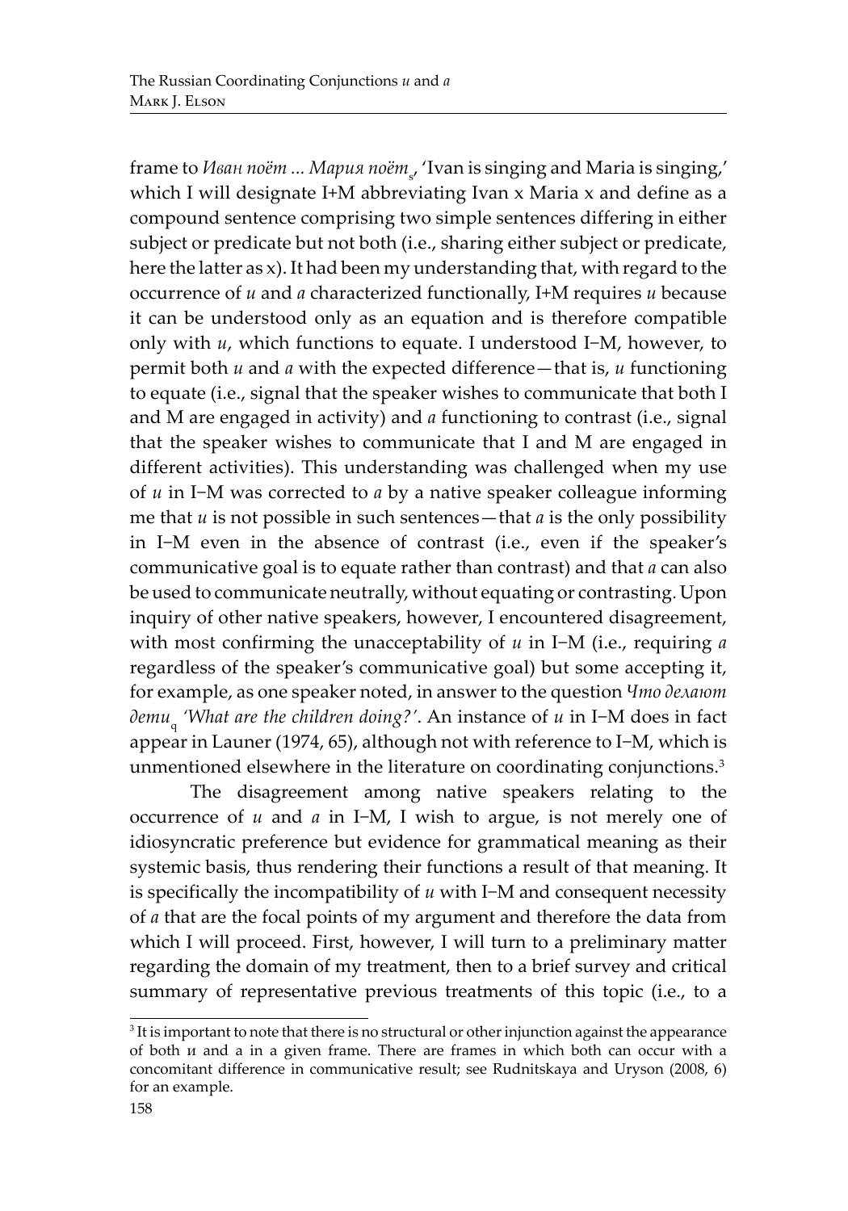frame to *Иван поёт ... Мария поёт*$_s$, 'Ivan is singing and Maria is singing,' which I will designate I+M abbreviating Ivan x Maria x and define as a compound sentence comprising two simple sentences differing in either subject or predicate but not both (i.e., sharing either subject or predicate, here the latter as x). It had been my understanding that, with regard to the occurrence of *u* and *a* characterized functionally, I+M requires *u* because it can be understood only as an equation and is therefore compatible only with *u*, which functions to equate. I understood I–M, however, to permit both *u* and *a* with the expected difference—that is, *u* functioning to equate (i.e., signal that the speaker wishes to communicate that both I and M are engaged in activity) and *a* functioning to contrast (i.e., signal that the speaker wishes to communicate that I and M are engaged in different activities). This understanding was challenged when my use of *u* in I–M was corrected to *a* by a native speaker colleague informing me that *u* is not possible in such sentences—that *a* is the only possibility in I–M even in the absence of contrast (i.e., even if the speaker's communicative goal is to equate rather than contrast) and that *a* can also be used to communicate neutrally, without equating or contrasting. Upon inquiry of other native speakers, however, I encountered disagreement, with most confirming the unacceptability of *u* in I–M (i.e., requiring *a* regardless of the speaker's communicative goal) but some accepting it, for example, as one speaker noted, in answer to the question *Что делают дети*$_q$ *'What are the children doing?'*. An instance of *u* in I–M does in fact appear in Launer (1974, 65), although not with reference to I–M, which is unmentioned elsewhere in the literature on coordinating conjunctions.[3]

The disagreement among native speakers relating to the occurrence of *u* and *a* in I–M, I wish to argue, is not merely one of idiosyncratic preference but evidence for grammatical meaning as their systemic basis, thus rendering their functions a result of that meaning. It is specifically the incompatibility of *u* with I–M and consequent necessity of *a* that are the focal points of my argument and therefore the data from which I will proceed. First, however, I will turn to a preliminary matter regarding the domain of my treatment, then to a brief survey and critical summary of representative previous treatments of this topic (i.e., to a

---

[3] It is important to note that there is no structural or other injunction against the appearance of both и and a in a given frame. There are frames in which both can occur with a concomitant difference in communicative result; see Rudnitskaya and Uryson (2008, 6) for an example.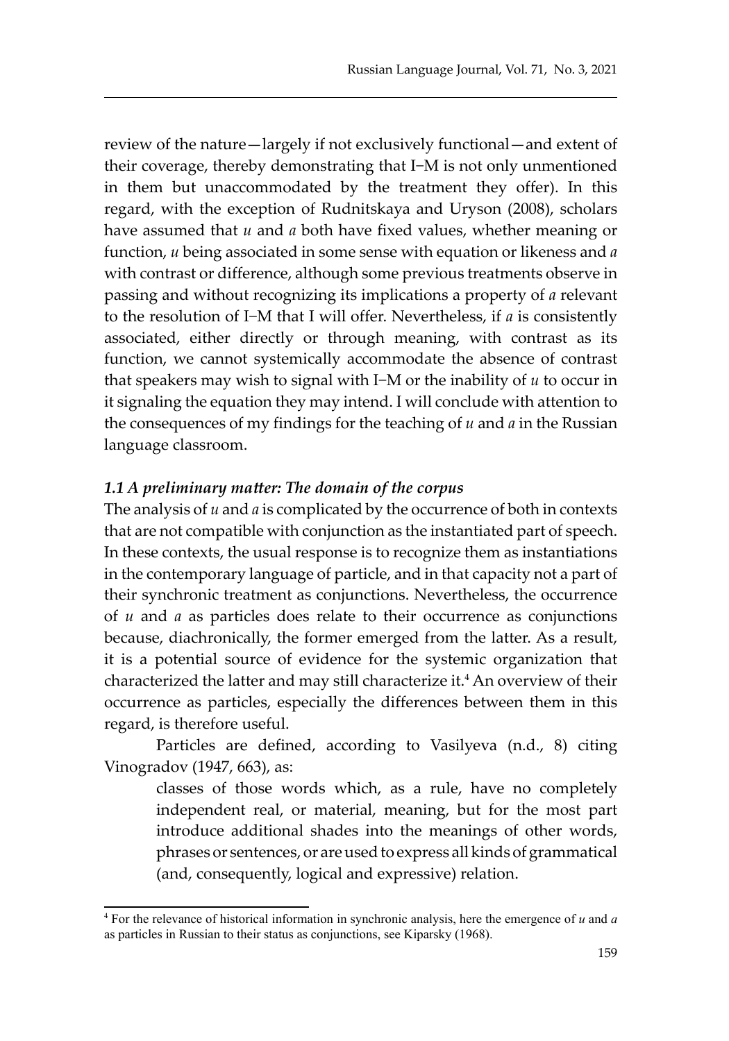review of the nature—largely if not exclusively functional—and extent of their coverage, thereby demonstrating that I–M is not only unmentioned in them but unaccommodated by the treatment they offer). In this regard, with the exception of Rudnitskaya and Uryson (2008), scholars have assumed that *u* and *a* both have fixed values, whether meaning or function, *u* being associated in some sense with equation or likeness and *a* with contrast or difference, although some previous treatments observe in passing and without recognizing its implications a property of *a* relevant to the resolution of I–M that I will offer. Nevertheless, if *a* is consistently associated, either directly or through meaning, with contrast as its function, we cannot systemically accommodate the absence of contrast that speakers may wish to signal with I–M or the inability of *u* to occur in it signaling the equation they may intend. I will conclude with attention to the consequences of my findings for the teaching of *u* and *a* in the Russian language classroom.

### *1.1 A preliminary matter: The domain of the corpus*

The analysis of *u* and *a* is complicated by the occurrence of both in contexts that are not compatible with conjunction as the instantiated part of speech. In these contexts, the usual response is to recognize them as instantiations in the contemporary language of particle, and in that capacity not a part of their synchronic treatment as conjunctions. Nevertheless, the occurrence of *u* and *a* as particles does relate to their occurrence as conjunctions because, diachronically, the former emerged from the latter. As a result, it is a potential source of evidence for the systemic organization that characterized the latter and may still characterize it.[4] An overview of their occurrence as particles, especially the differences between them in this regard, is therefore useful.

Particles are defined, according to Vasilyeva (n.d., 8) citing Vinogradov (1947, 663), as:

> classes of those words which, as a rule, have no completely independent real, or material, meaning, but for the most part introduce additional shades into the meanings of other words, phrases or sentences, or are used to express all kinds of grammatical (and, consequently, logical and expressive) relation.

---

[4] For the relevance of historical information in synchronic analysis, here the emergence of *u* and *a* as particles in Russian to their status as conjunctions, see Kiparsky (1968).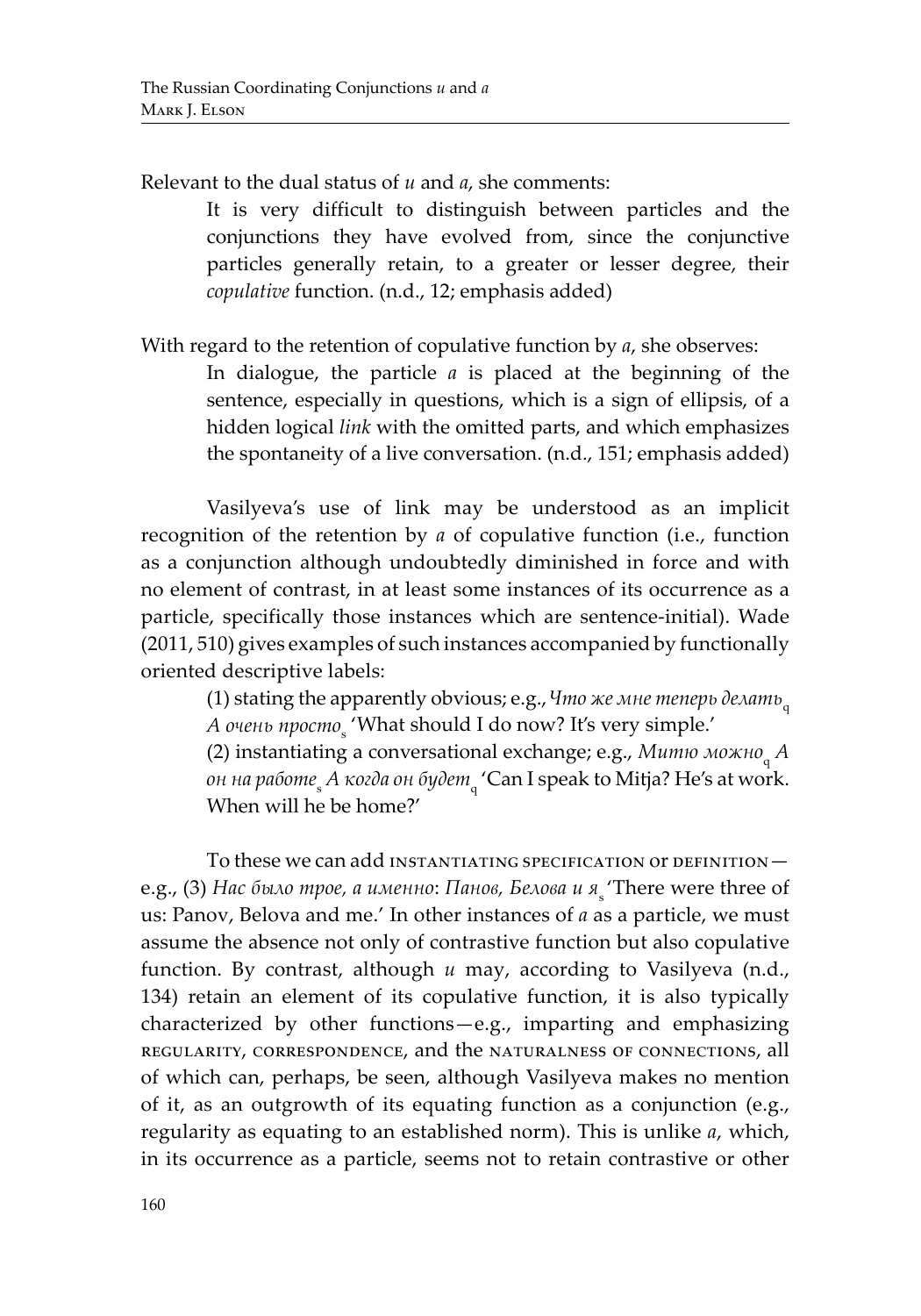Relevant to the dual status of *и* and *а*, she comments:

> It is very difficult to distinguish between particles and the conjunctions they have evolved from, since the conjunctive particles generally retain, to a greater or lesser degree, their *copulative* function. (n.d., 12; emphasis added)

With regard to the retention of copulative function by *а*, she observes:

> In dialogue, the particle *а* is placed at the beginning of the sentence, especially in questions, which is a sign of ellipsis, of a hidden logical *link* with the omitted parts, and which emphasizes the spontaneity of a live conversation. (n.d., 151; emphasis added)

Vasilyeva's use of link may be understood as an implicit recognition of the retention by *а* of copulative function (i.e., function as a conjunction although undoubtedly diminished in force and with no element of contrast, in at least some instances of its occurrence as a particle, specifically those instances which are sentence-initial). Wade (2011, 510) gives examples of such instances accompanied by functionally oriented descriptive labels:

> (1) stating the apparently obvious; e.g., *Что же мне теперь делать*$_q$ *А очень просто*$_s$ 'What should I do now? It's very simple.'
> (2) instantiating a conversational exchange; e.g., *Митю можно*$_q$ *А он на работе*$_s$ *А когда он будет*$_q$ 'Can I speak to Mitja? He's at work. When will he be home?'

To these we can add INSTANTIATING SPECIFICATION or DEFINITION—e.g., (3) *Нас было трое, а именно*: *Панов, Белова и я*$_s$ 'There were three of us: Panov, Belova and me.' In other instances of *а* as a particle, we must assume the absence not only of contrastive function but also copulative function. By contrast, although *и* may, according to Vasilyeva (n.d., 134) retain an element of its copulative function, it is also typically characterized by other functions—e.g., imparting and emphasizing REGULARITY, CORRESPONDENCE, and the NATURALNESS OF CONNECTIONS, all of which can, perhaps, be seen, although Vasilyeva makes no mention of it, as an outgrowth of its equating function as a conjunction (e.g., regularity as equating to an established norm). This is unlike *а*, which, in its occurrence as a particle, seems not to retain contrastive or other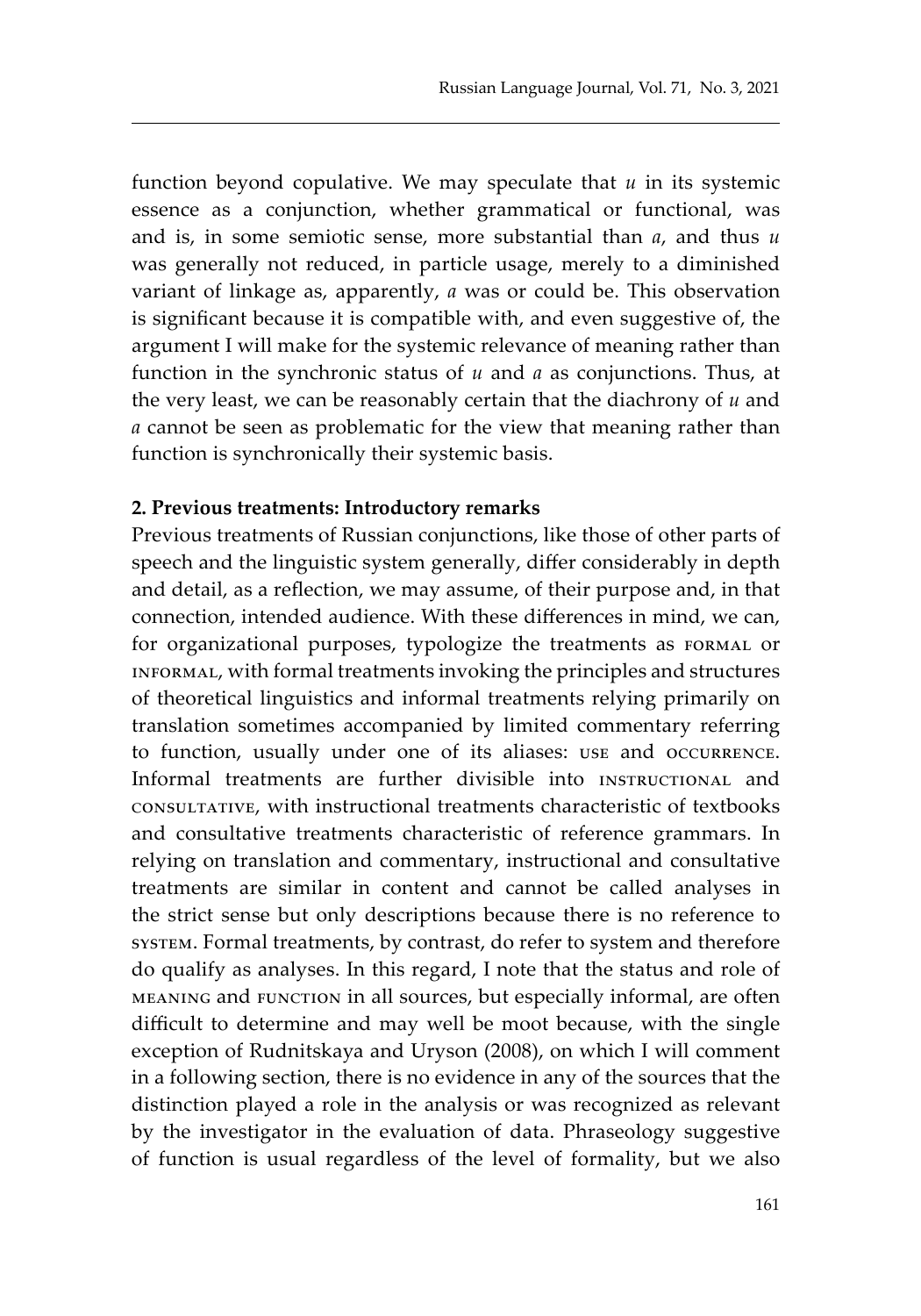function beyond copulative. We may speculate that *u* in its systemic essence as a conjunction, whether grammatical or functional, was and is, in some semiotic sense, more substantial than *a*, and thus *u* was generally not reduced, in particle usage, merely to a diminished variant of linkage as, apparently, *a* was or could be. This observation is significant because it is compatible with, and even suggestive of, the argument I will make for the systemic relevance of meaning rather than function in the synchronic status of *u* and *a* as conjunctions. Thus, at the very least, we can be reasonably certain that the diachrony of *u* and *a* cannot be seen as problematic for the view that meaning rather than function is synchronically their systemic basis.

**2. Previous treatments: Introductory remarks**

Previous treatments of Russian conjunctions, like those of other parts of speech and the linguistic system generally, differ considerably in depth and detail, as a reflection, we may assume, of their purpose and, in that connection, intended audience. With these differences in mind, we can, for organizational purposes, typologize the treatments as FORMAL or INFORMAL, with formal treatments invoking the principles and structures of theoretical linguistics and informal treatments relying primarily on translation sometimes accompanied by limited commentary referring to function, usually under one of its aliases: USE and OCCURRENCE. Informal treatments are further divisible into INSTRUCTIONAL and CONSULTATIVE, with instructional treatments characteristic of textbooks and consultative treatments characteristic of reference grammars. In relying on translation and commentary, instructional and consultative treatments are similar in content and cannot be called analyses in the strict sense but only descriptions because there is no reference to SYSTEM. Formal treatments, by contrast, do refer to system and therefore do qualify as analyses. In this regard, I note that the status and role of MEANING and FUNCTION in all sources, but especially informal, are often difficult to determine and may well be moot because, with the single exception of Rudnitskaya and Uryson (2008), on which I will comment in a following section, there is no evidence in any of the sources that the distinction played a role in the analysis or was recognized as relevant by the investigator in the evaluation of data. Phraseology suggestive of function is usual regardless of the level of formality, but we also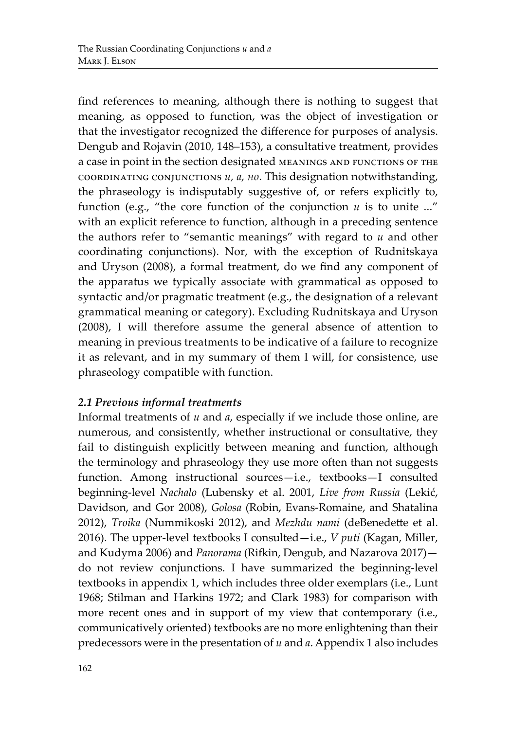find references to meaning, although there is nothing to suggest that meaning, as opposed to function, was the object of investigation or that the investigator recognized the difference for purposes of analysis. Dengub and Rojavin (2010, 148–153), a consultative treatment, provides a case in point in the section designated MEANINGS AND FUNCTIONS OF THE COORDINATING CONJUNCTIONS *и, а, но*. This designation notwithstanding, the phraseology is indisputably suggestive of, or refers explicitly to, function (e.g., "the core function of the conjunction *u* is to unite ..." with an explicit reference to function, although in a preceding sentence the authors refer to "semantic meanings" with regard to *u* and other coordinating conjunctions). Nor, with the exception of Rudnitskaya and Uryson (2008), a formal treatment, do we find any component of the apparatus we typically associate with grammatical as opposed to syntactic and/or pragmatic treatment (e.g., the designation of a relevant grammatical meaning or category). Excluding Rudnitskaya and Uryson (2008), I will therefore assume the general absence of attention to meaning in previous treatments to be indicative of a failure to recognize it as relevant, and in my summary of them I will, for consistence, use phraseology compatible with function.

### *2.1 Previous informal treatments*

Informal treatments of *u* and *a*, especially if we include those online, are numerous, and consistently, whether instructional or consultative, they fail to distinguish explicitly between meaning and function, although the terminology and phraseology they use more often than not suggests function. Among instructional sources—i.e., textbooks—I consulted beginning-level *Nachalo* (Lubensky et al. 2001, *Live from Russia* (Lekić, Davidson, and Gor 2008), *Golosa* (Robin, Evans-Romaine, and Shatalina 2012), *Troika* (Nummikoski 2012), and *Mezhdu nami* (deBenedette et al. 2016). The upper-level textbooks I consulted—i.e., *V puti* (Kagan, Miller, and Kudyma 2006) and *Panorama* (Rifkin, Dengub, and Nazarova 2017)—do not review conjunctions. I have summarized the beginning-level textbooks in appendix 1, which includes three older exemplars (i.e., Lunt 1968; Stilman and Harkins 1972; and Clark 1983) for comparison with more recent ones and in support of my view that contemporary (i.e., communicatively oriented) textbooks are no more enlightening than their predecessors were in the presentation of *u* and *a*. Appendix 1 also includes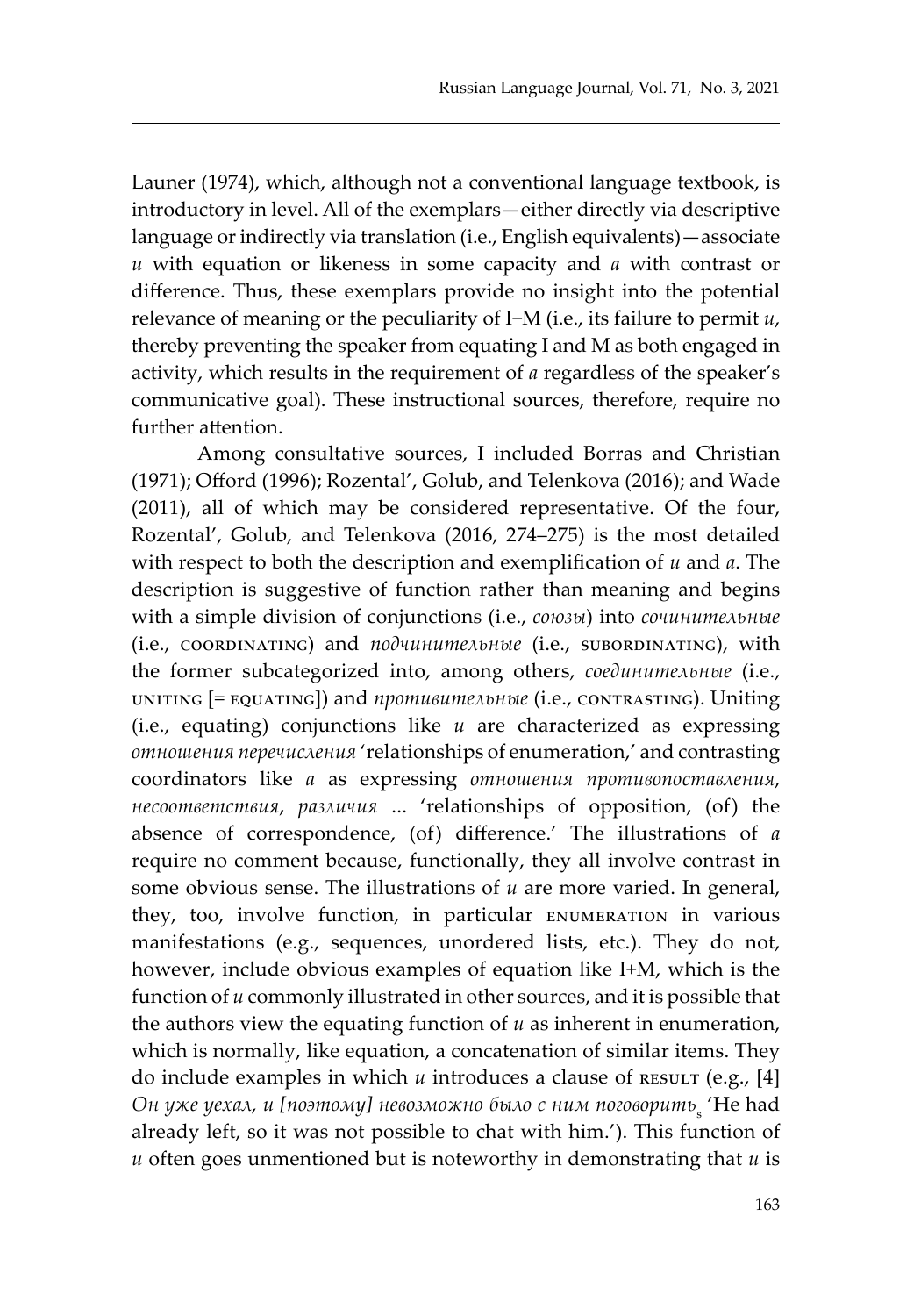Launer (1974), which, although not a conventional language textbook, is introductory in level. All of the exemplars—either directly via descriptive language or indirectly via translation (i.e., English equivalents)—associate *и* with equation or likeness in some capacity and *а* with contrast or difference. Thus, these exemplars provide no insight into the potential relevance of meaning or the peculiarity of I–M (i.e., its failure to permit *и*, thereby preventing the speaker from equating I and M as both engaged in activity, which results in the requirement of *а* regardless of the speaker's communicative goal). These instructional sources, therefore, require no further attention.

Among consultative sources, I included Borras and Christian (1971); Offord (1996); Rozental', Golub, and Telenkova (2016); and Wade (2011), all of which may be considered representative. Of the four, Rozental', Golub, and Telenkova (2016, 274–275) is the most detailed with respect to both the description and exemplification of *и* and *а*. The description is suggestive of function rather than meaning and begins with a simple division of conjunctions (i.e., *союзы*) into *сочинительные* (i.e., COORDINATING) and *подчинительные* (i.e., SUBORDINATING), with the former subcategorized into, among others, *соединительные* (i.e., UNITING [= EQUATING]) and *противительные* (i.e., CONTRASTING). Uniting (i.e., equating) conjunctions like *и* are characterized as expressing *отношения перечисления* 'relationships of enumeration,' and contrasting coordinators like *а* as expressing *отношения противопоставления*, *несоответствия*, *различия* ... 'relationships of opposition, (of) the absence of correspondence, (of) difference.' The illustrations of *а* require no comment because, functionally, they all involve contrast in some obvious sense. The illustrations of *и* are more varied. In general, they, too, involve function, in particular ENUMERATION in various manifestations (e.g., sequences, unordered lists, etc.). They do not, however, include obvious examples of equation like I+M, which is the function of *и* commonly illustrated in other sources, and it is possible that the authors view the equating function of *и* as inherent in enumeration, which is normally, like equation, a concatenation of similar items. They do include examples in which *и* introduces a clause of RESULT (e.g., [4] *Он уже уехал, и [поэтому] невозможно было с ним поговорить*$_s$ 'He had already left, so it was not possible to chat with him.'). This function of *и* often goes unmentioned but is noteworthy in demonstrating that *и* is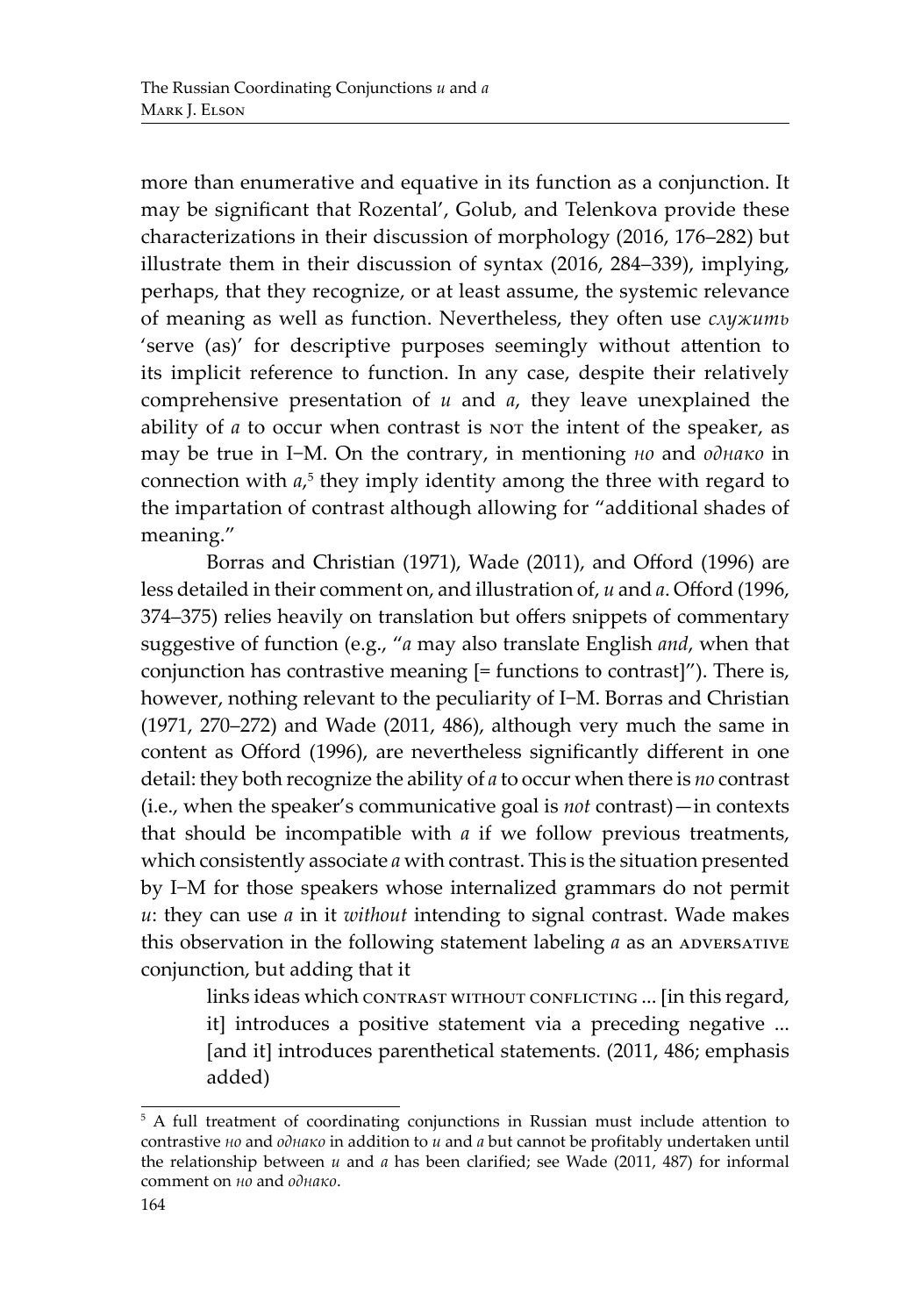more than enumerative and equative in its function as a conjunction. It may be significant that Rozental', Golub, and Telenkova provide these characterizations in their discussion of morphology (2016, 176–282) but illustrate them in their discussion of syntax (2016, 284–339), implying, perhaps, that they recognize, or at least assume, the systemic relevance of meaning as well as function. Nevertheless, they often use *служить* 'serve (as)' for descriptive purposes seemingly without attention to its implicit reference to function. In any case, despite their relatively comprehensive presentation of *и* and *а*, they leave unexplained the ability of *а* to occur when contrast is NOT the intent of the speaker, as may be true in I–M. On the contrary, in mentioning *но* and *однако* in connection with *а*,[5] they imply identity among the three with regard to the impartation of contrast although allowing for "additional shades of meaning."

Borras and Christian (1971), Wade (2011), and Offord (1996) are less detailed in their comment on, and illustration of, *и* and *а*. Offord (1996, 374–375) relies heavily on translation but offers snippets of commentary suggestive of function (e.g., "*а* may also translate English *and*, when that conjunction has contrastive meaning [= functions to contrast]"). There is, however, nothing relevant to the peculiarity of I–M. Borras and Christian (1971, 270–272) and Wade (2011, 486), although very much the same in content as Offord (1996), are nevertheless significantly different in one detail: they both recognize the ability of *а* to occur when there is *no* contrast (i.e., when the speaker's communicative goal is *not* contrast)—in contexts that should be incompatible with *а* if we follow previous treatments, which consistently associate *а* with contrast. This is the situation presented by I–M for those speakers whose internalized grammars do not permit *и*: they can use *а* in it *without* intending to signal contrast. Wade makes this observation in the following statement labeling *а* as an ADVERSATIVE conjunction, but adding that it

> links ideas which CONTRAST WITHOUT CONFLICTING ... [in this regard, it] introduces a positive statement via a preceding negative ... [and it] introduces parenthetical statements. (2011, 486; emphasis added)

---

[5] A full treatment of coordinating conjunctions in Russian must include attention to contrastive *но* and *однако* in addition to *и* and *а* but cannot be profitably undertaken until the relationship between *и* and *а* has been clarified; see Wade (2011, 487) for informal comment on *но* and *однако*.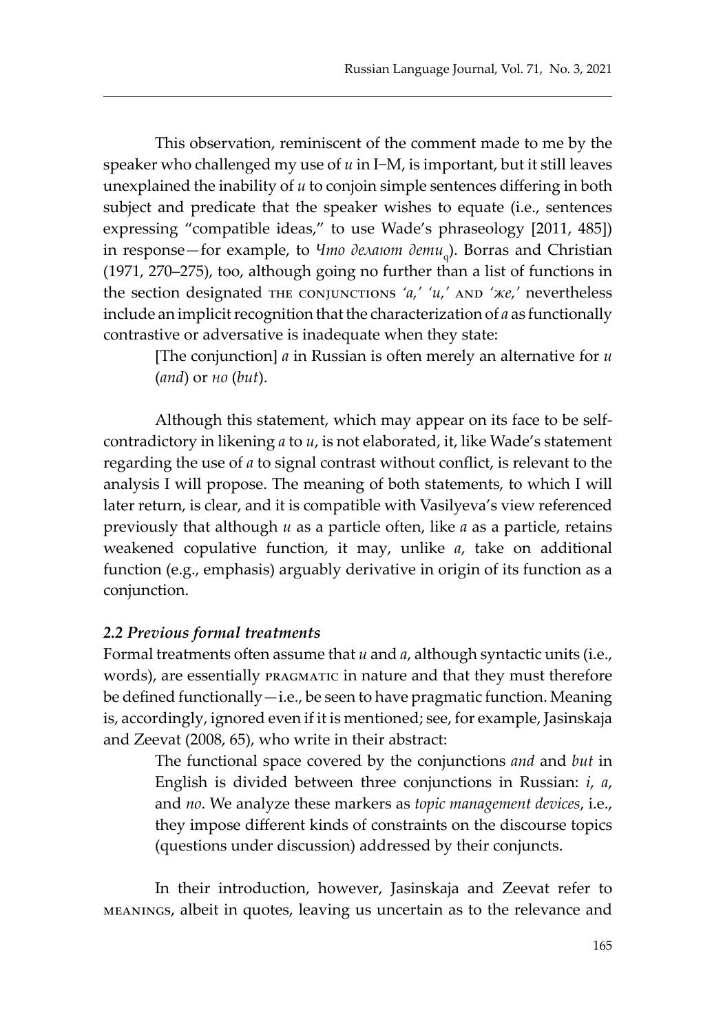This observation, reminiscent of the comment made to me by the speaker who challenged my use of *u* in I–M, is important, but it still leaves unexplained the inability of *u* to conjoin simple sentences differing in both subject and predicate that the speaker wishes to equate (i.e., sentences expressing "compatible ideas," to use Wade's phraseology [2011, 485]) in response—for example, to *Что делают дети*$_q$). Borras and Christian (1971, 270–275), too, although going no further than a list of functions in the section designated THE CONJUNCTIONS *'а,' 'и,'* AND *'же,'* nevertheless include an implicit recognition that the characterization of *а* as functionally contrastive or adversative is inadequate when they state:

> [The conjunction] *а* in Russian is often merely an alternative for *u* (*and*) or *но* (*but*).

Although this statement, which may appear on its face to be self-contradictory in likening *а* to *u*, is not elaborated, it, like Wade's statement regarding the use of *а* to signal contrast without conflict, is relevant to the analysis I will propose. The meaning of both statements, to which I will later return, is clear, and it is compatible with Vasilyeva's view referenced previously that although *u* as a particle often, like *а* as a particle, retains weakened copulative function, it may, unlike *а*, take on additional function (e.g., emphasis) arguably derivative in origin of its function as a conjunction.

### *2.2 Previous formal treatments*

Formal treatments often assume that *u* and *а*, although syntactic units (i.e., words), are essentially PRAGMATIC in nature and that they must therefore be defined functionally—i.e., be seen to have pragmatic function. Meaning is, accordingly, ignored even if it is mentioned; see, for example, Jasinskaja and Zeevat (2008, 65), who write in their abstract:

> The functional space covered by the conjunctions *and* and *but* in English is divided between three conjunctions in Russian: *i*, *a*, and *no*. We analyze these markers as *topic management devices*, i.e., they impose different kinds of constraints on the discourse topics (questions under discussion) addressed by their conjuncts.

In their introduction, however, Jasinskaja and Zeevat refer to MEANINGS, albeit in quotes, leaving us uncertain as to the relevance and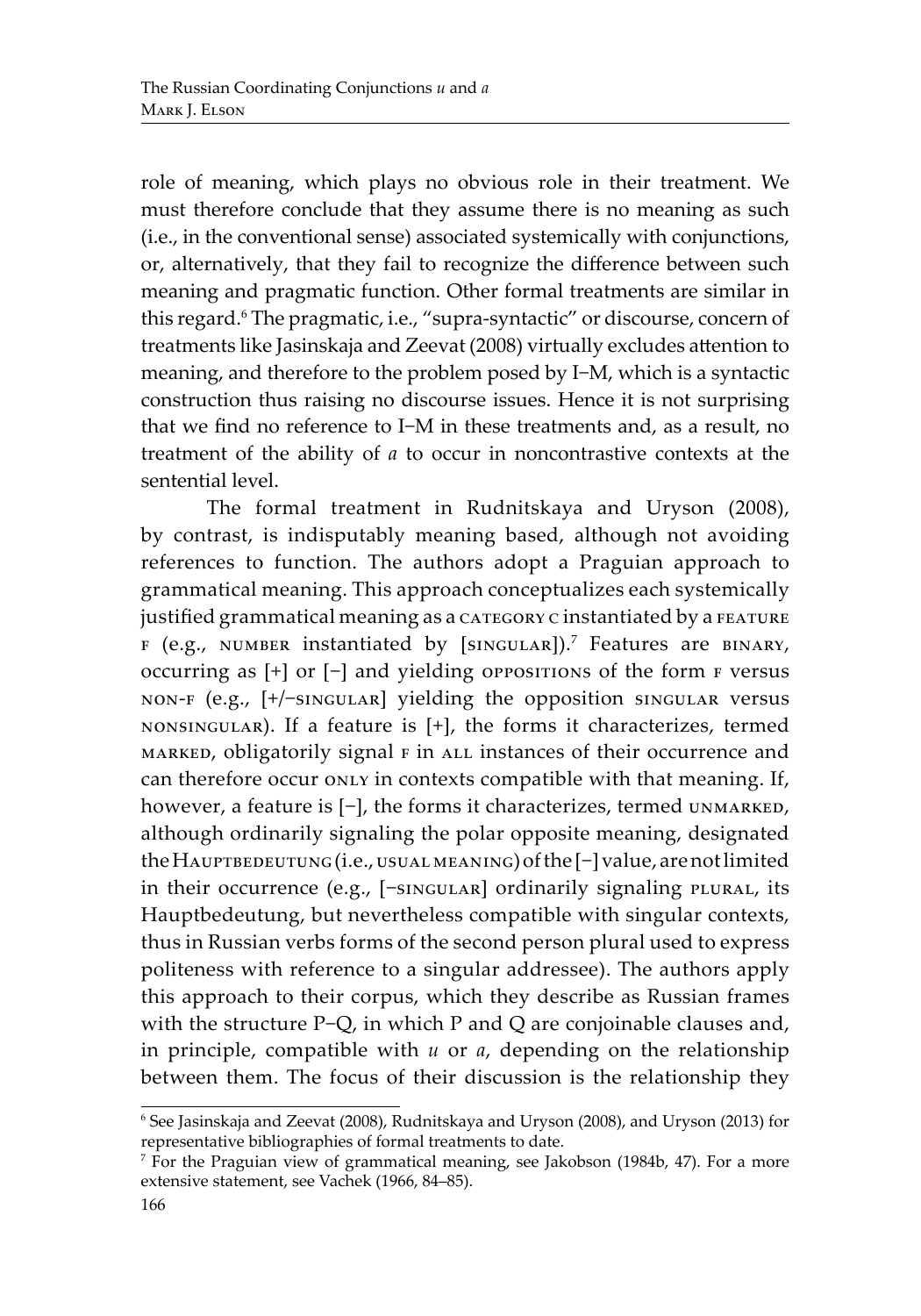role of meaning, which plays no obvious role in their treatment. We must therefore conclude that they assume there is no meaning as such (i.e., in the conventional sense) associated systemically with conjunctions, or, alternatively, that they fail to recognize the difference between such meaning and pragmatic function. Other formal treatments are similar in this regard.[6] The pragmatic, i.e., "supra-syntactic" or discourse, concern of treatments like Jasinskaja and Zeevat (2008) virtually excludes attention to meaning, and therefore to the problem posed by I–M, which is a syntactic construction thus raising no discourse issues. Hence it is not surprising that we find no reference to I–M in these treatments and, as a result, no treatment of the ability of *a* to occur in noncontrastive contexts at the sentential level.

The formal treatment in Rudnitskaya and Uryson (2008), by contrast, is indisputably meaning based, although not avoiding references to function. The authors adopt a Praguian approach to grammatical meaning. This approach conceptualizes each systemically justified grammatical meaning as a CATEGORY C instantiated by a FEATURE F (e.g., NUMBER instantiated by [SINGULAR]).[7] Features are BINARY, occurring as [+] or [−] and yielding OPPOSITIONS of the form F versus NON-F (e.g., [+/−SINGULAR] yielding the opposition SINGULAR versus NONSINGULAR). If a feature is [+], the forms it characterizes, termed MARKED, obligatorily signal F in ALL instances of their occurrence and can therefore occur ONLY in contexts compatible with that meaning. If, however, a feature is [−], the forms it characterizes, termed UNMARKED, although ordinarily signaling the polar opposite meaning, designated the HAUPTBEDEUTUNG (i.e., USUAL MEANING) of the [−] value, are not limited in their occurrence (e.g., [−SINGULAR] ordinarily signaling PLURAL, its Hauptbedeutung, but nevertheless compatible with singular contexts, thus in Russian verbs forms of the second person plural used to express politeness with reference to a singular addressee). The authors apply this approach to their corpus, which they describe as Russian frames with the structure P–Q, in which P and Q are conjoinable clauses and, in principle, compatible with *u* or *a*, depending on the relationship between them. The focus of their discussion is the relationship they

---

[6] See Jasinskaja and Zeevat (2008), Rudnitskaya and Uryson (2008), and Uryson (2013) for representative bibliographies of formal treatments to date.

[7] For the Praguian view of grammatical meaning, see Jakobson (1984b, 47). For a more extensive statement, see Vachek (1966, 84–85).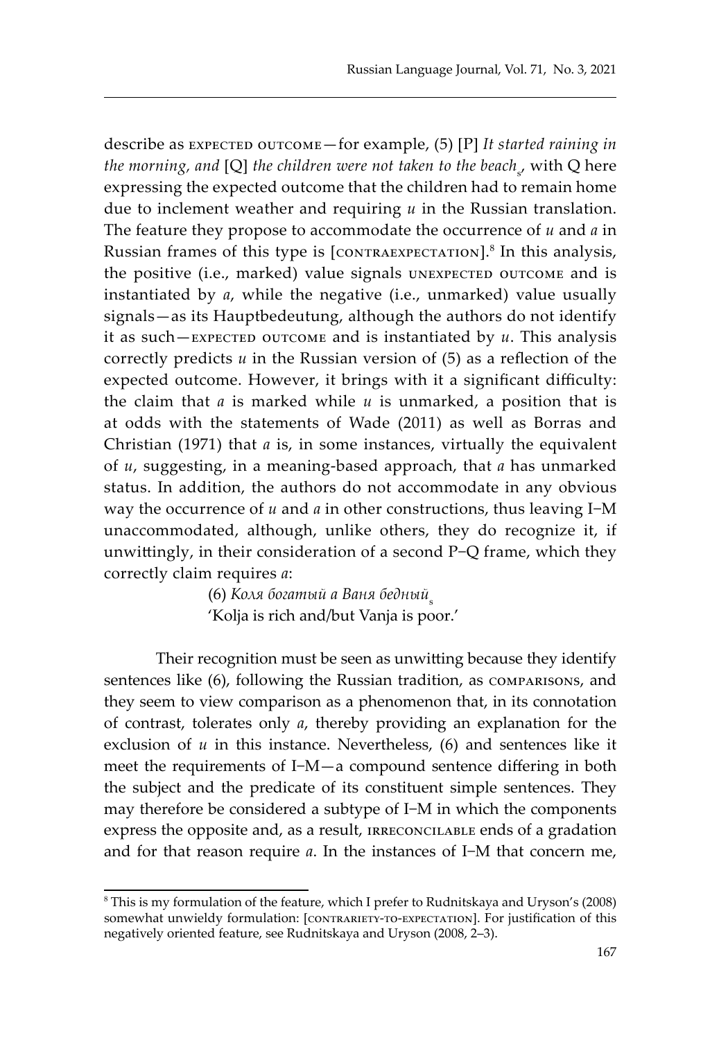describe as EXPECTED OUTCOME—for example, (5) [P] *It started raining in the morning, and* [Q] *the children were not taken to the beach*$_s$, with Q here expressing the expected outcome that the children had to remain home due to inclement weather and requiring *u* in the Russian translation. The feature they propose to accommodate the occurrence of *u* and *a* in Russian frames of this type is [CONTRAEXPECTATION].[8] In this analysis, the positive (i.e., marked) value signals UNEXPECTED OUTCOME and is instantiated by *a*, while the negative (i.e., unmarked) value usually signals—as its Hauptbedeutung, although the authors do not identify it as such—EXPECTED OUTCOME and is instantiated by *u*. This analysis correctly predicts *u* in the Russian version of (5) as a reflection of the expected outcome. However, it brings with it a significant difficulty: the claim that *a* is marked while *u* is unmarked, a position that is at odds with the statements of Wade (2011) as well as Borras and Christian (1971) that *a* is, in some instances, virtually the equivalent of *u*, suggesting, in a meaning-based approach, that *a* has unmarked status. In addition, the authors do not accommodate in any obvious way the occurrence of *u* and *a* in other constructions, thus leaving I–M unaccommodated, although, unlike others, they do recognize it, if unwittingly, in their consideration of a second P–Q frame, which they correctly claim requires *a*:

> (6) *Коля богатый а Ваня бедный*$_s$
> 'Kolja is rich and/but Vanja is poor.'

Their recognition must be seen as unwitting because they identify sentences like (6), following the Russian tradition, as COMPARISONS, and they seem to view comparison as a phenomenon that, in its connotation of contrast, tolerates only *a*, thereby providing an explanation for the exclusion of *u* in this instance. Nevertheless, (6) and sentences like it meet the requirements of I–M—a compound sentence differing in both the subject and the predicate of its constituent simple sentences. They may therefore be considered a subtype of I–M in which the components express the opposite and, as a result, IRRECONCILABLE ends of a gradation and for that reason require *a*. In the instances of I–M that concern me,

[8] This is my formulation of the feature, which I prefer to Rudnitskaya and Uryson's (2008) somewhat unwieldy formulation: [CONTRARIETY-TO-EXPECTATION]. For justification of this negatively oriented feature, see Rudnitskaya and Uryson (2008, 2–3).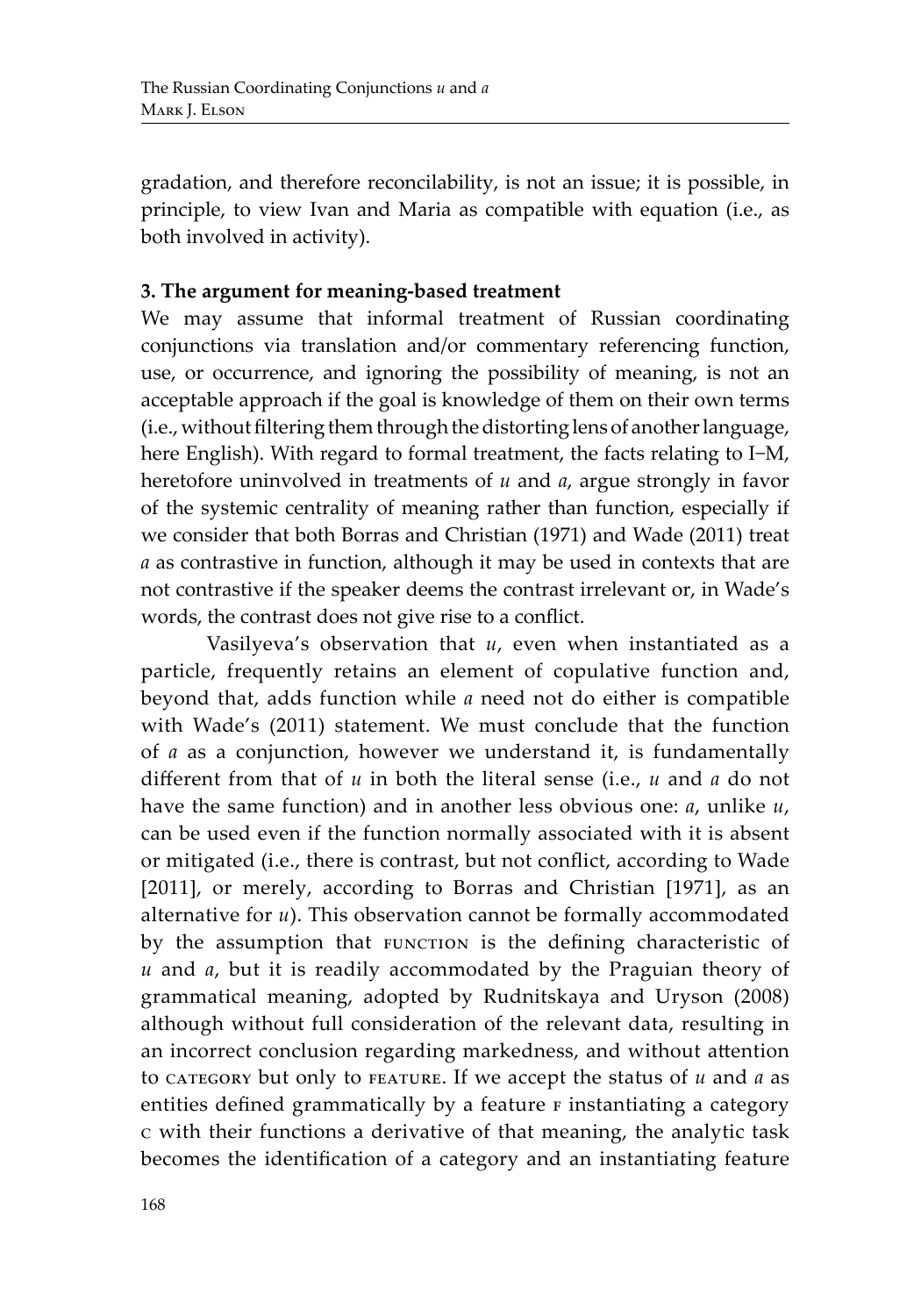gradation, and therefore reconcilability, is not an issue; it is possible, in principle, to view Ivan and Maria as compatible with equation (i.e., as both involved in activity).

### 3. The argument for meaning-based treatment

We may assume that informal treatment of Russian coordinating conjunctions via translation and/or commentary referencing function, use, or occurrence, and ignoring the possibility of meaning, is not an acceptable approach if the goal is knowledge of them on their own terms (i.e., without filtering them through the distorting lens of another language, here English). With regard to formal treatment, the facts relating to I–M, heretofore uninvolved in treatments of *u* and *a*, argue strongly in favor of the systemic centrality of meaning rather than function, especially if we consider that both Borras and Christian (1971) and Wade (2011) treat *a* as contrastive in function, although it may be used in contexts that are not contrastive if the speaker deems the contrast irrelevant or, in Wade's words, the contrast does not give rise to a conflict.

Vasilyeva's observation that *u*, even when instantiated as a particle, frequently retains an element of copulative function and, beyond that, adds function while *a* need not do either is compatible with Wade's (2011) statement. We must conclude that the function of *a* as a conjunction, however we understand it, is fundamentally different from that of *u* in both the literal sense (i.e., *u* and *a* do not have the same function) and in another less obvious one: *a*, unlike *u*, can be used even if the function normally associated with it is absent or mitigated (i.e., there is contrast, but not conflict, according to Wade [2011], or merely, according to Borras and Christian [1971], as an alternative for *u*). This observation cannot be formally accommodated by the assumption that FUNCTION is the defining characteristic of *u* and *a*, but it is readily accommodated by the Praguian theory of grammatical meaning, adopted by Rudnitskaya and Uryson (2008) although without full consideration of the relevant data, resulting in an incorrect conclusion regarding markedness, and without attention to CATEGORY but only to FEATURE. If we accept the status of *u* and *a* as entities defined grammatically by a feature F instantiating a category C with their functions a derivative of that meaning, the analytic task becomes the identification of a category and an instantiating feature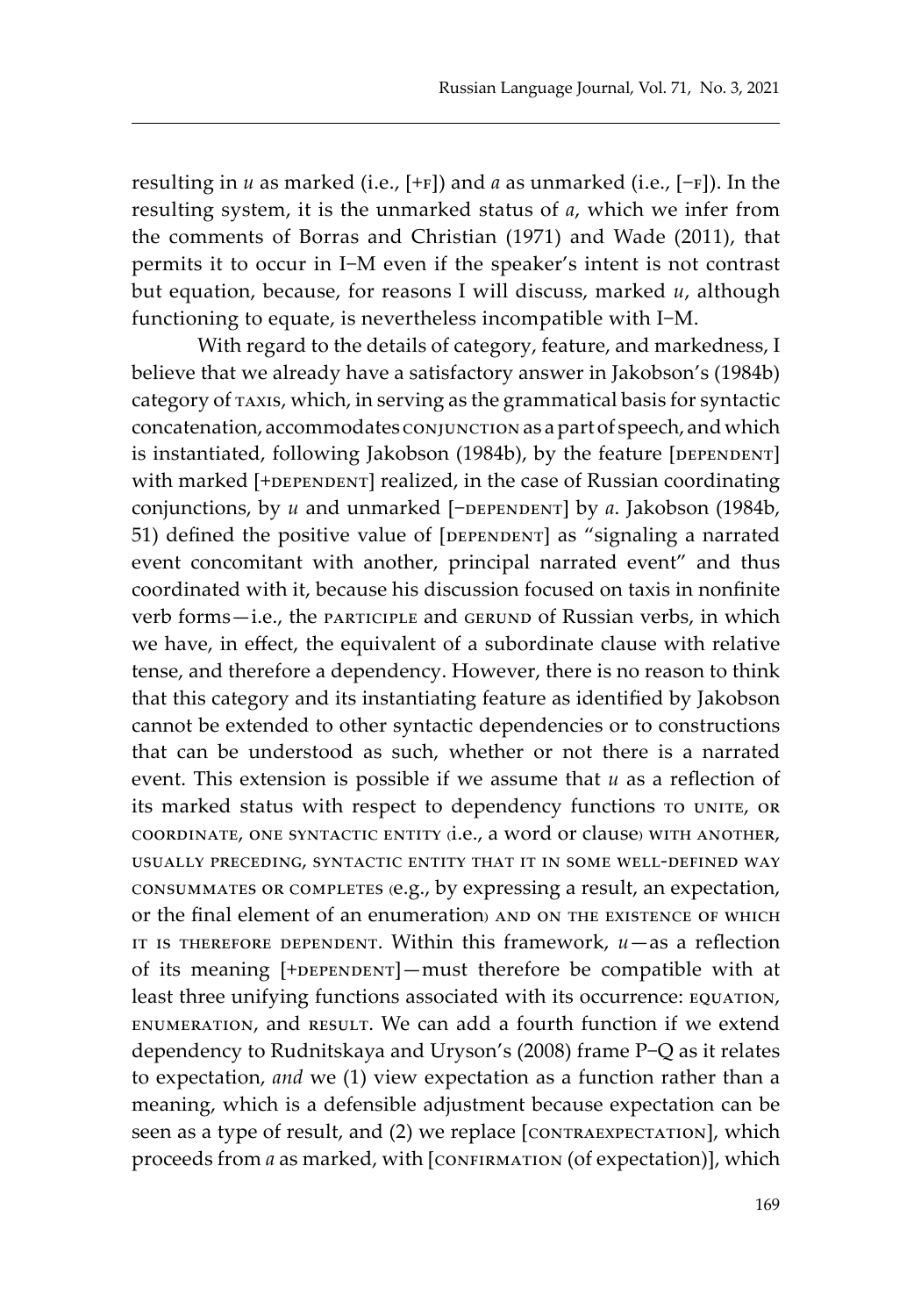resulting in *u* as marked (i.e., [+F]) and *a* as unmarked (i.e., [−F]). In the resulting system, it is the unmarked status of *a*, which we infer from the comments of Borras and Christian (1971) and Wade (2011), that permits it to occur in I–M even if the speaker's intent is not contrast but equation, because, for reasons I will discuss, marked *u*, although functioning to equate, is nevertheless incompatible with I–M.

With regard to the details of category, feature, and markedness, I believe that we already have a satisfactory answer in Jakobson's (1984b) category of TAXIS, which, in serving as the grammatical basis for syntactic concatenation, accommodates CONJUNCTION as a part of speech, and which is instantiated, following Jakobson (1984b), by the feature [DEPENDENT] with marked [+DEPENDENT] realized, in the case of Russian coordinating conjunctions, by *u* and unmarked [−DEPENDENT] by *a*. Jakobson (1984b, 51) defined the positive value of [DEPENDENT] as "signaling a narrated event concomitant with another, principal narrated event" and thus coordinated with it, because his discussion focused on taxis in nonfinite verb forms—i.e., the PARTICIPLE and GERUND of Russian verbs, in which we have, in effect, the equivalent of a subordinate clause with relative tense, and therefore a dependency. However, there is no reason to think that this category and its instantiating feature as identified by Jakobson cannot be extended to other syntactic dependencies or to constructions that can be understood as such, whether or not there is a narrated event. This extension is possible if we assume that *u* as a reflection of its marked status with respect to dependency functions TO UNITE, OR COORDINATE, ONE SYNTACTIC ENTITY (i.e., a word or clause) WITH ANOTHER, USUALLY PRECEDING, SYNTACTIC ENTITY THAT IT IN SOME WELL-DEFINED WAY CONSUMMATES OR COMPLETES (e.g., by expressing a result, an expectation, or the final element of an enumeration) AND ON THE EXISTENCE OF WHICH IT IS THEREFORE DEPENDENT. Within this framework, *u*—as a reflection of its meaning [+DEPENDENT]—must therefore be compatible with at least three unifying functions associated with its occurrence: EQUATION, ENUMERATION, and RESULT. We can add a fourth function if we extend dependency to Rudnitskaya and Uryson's (2008) frame P–Q as it relates to expectation, *and* we (1) view expectation as a function rather than a meaning, which is a defensible adjustment because expectation can be seen as a type of result, and (2) we replace [CONTRAEXPECTATION], which proceeds from *a* as marked, with [CONFIRMATION (of expectation)], which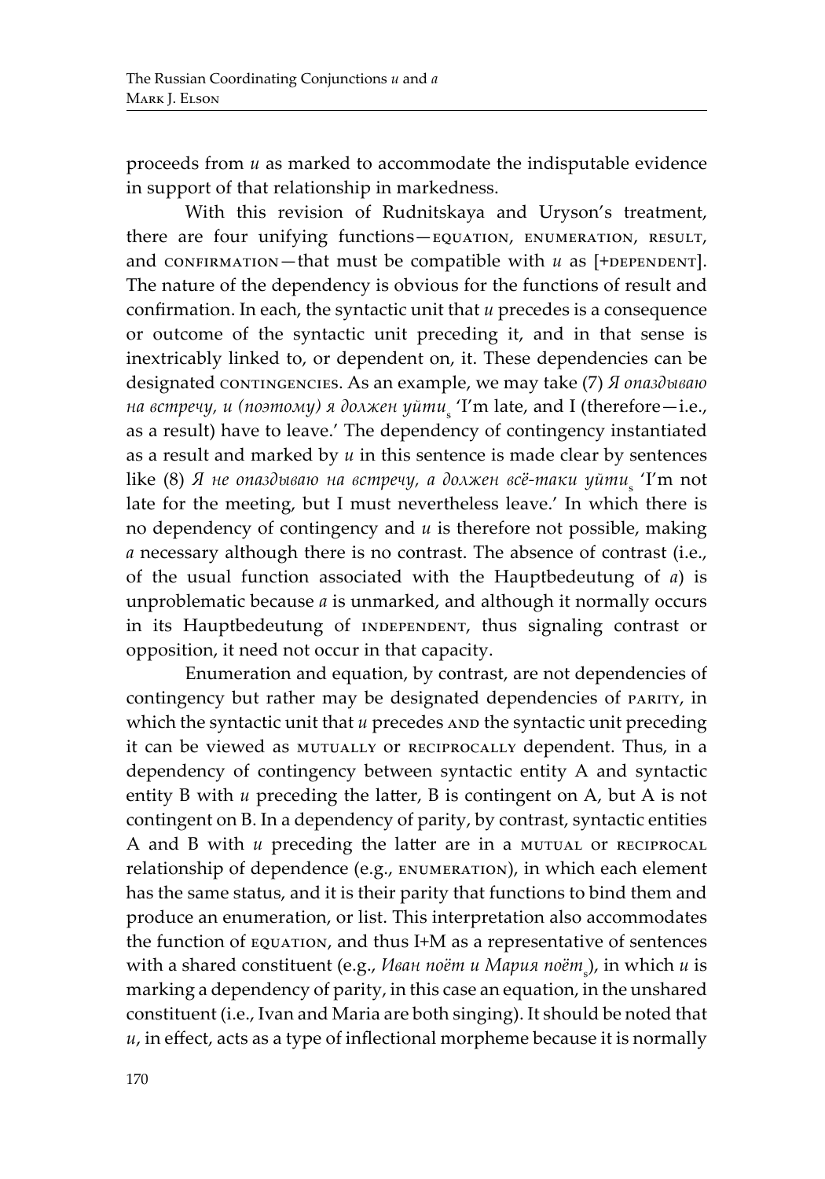proceeds from *u* as marked to accommodate the indisputable evidence in support of that relationship in markedness.

With this revision of Rudnitskaya and Uryson's treatment, there are four unifying functions—EQUATION, ENUMERATION, RESULT, and CONFIRMATION—that must be compatible with *u* as [+DEPENDENT]. The nature of the dependency is obvious for the functions of result and confirmation. In each, the syntactic unit that *u* precedes is a consequence or outcome of the syntactic unit preceding it, and in that sense is inextricably linked to, or dependent on, it. These dependencies can be designated CONTINGENCIES. As an example, we may take (7) *Я опаздываю на встречу, и (поэтому) я должен уйти*$_s$ 'I'm late, and I (therefore—i.e., as a result) have to leave.' The dependency of contingency instantiated as a result and marked by *u* in this sentence is made clear by sentences like (8) *Я не опаздываю на встречу, а должен всё-таки уйти*$_s$ 'I'm not late for the meeting, but I must nevertheless leave.' In which there is no dependency of contingency and *u* is therefore not possible, making *a* necessary although there is no contrast. The absence of contrast (i.e., of the usual function associated with the Hauptbedeutung of *a*) is unproblematic because *a* is unmarked, and although it normally occurs in its Hauptbedeutung of INDEPENDENT, thus signaling contrast or opposition, it need not occur in that capacity.

Enumeration and equation, by contrast, are not dependencies of contingency but rather may be designated dependencies of PARITY, in which the syntactic unit that *u* precedes AND the syntactic unit preceding it can be viewed as MUTUALLY or RECIPROCALLY dependent. Thus, in a dependency of contingency between syntactic entity A and syntactic entity B with *u* preceding the latter, B is contingent on A, but A is not contingent on B. In a dependency of parity, by contrast, syntactic entities A and B with *u* preceding the latter are in a MUTUAL or RECIPROCAL relationship of dependence (e.g., ENUMERATION), in which each element has the same status, and it is their parity that functions to bind them and produce an enumeration, or list. This interpretation also accommodates the function of EQUATION, and thus I+M as a representative of sentences with a shared constituent (e.g., *Иван поёт и Мария поёт*$_s$), in which *u* is marking a dependency of parity, in this case an equation, in the unshared constituent (i.e., Ivan and Maria are both singing). It should be noted that *u*, in effect, acts as a type of inflectional morpheme because it is normally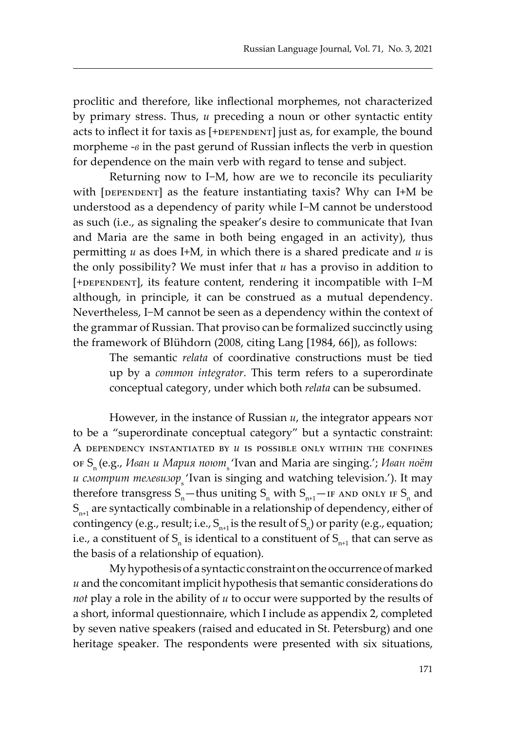proclitic and therefore, like inflectional morphemes, not characterized by primary stress. Thus, *u* preceding a noun or other syntactic entity acts to inflect it for taxis as [+DEPENDENT] just as, for example, the bound morpheme -*в* in the past gerund of Russian inflects the verb in question for dependence on the main verb with regard to tense and subject.

Returning now to I−M, how are we to reconcile its peculiarity with [DEPENDENT] as the feature instantiating taxis? Why can I+M be understood as a dependency of parity while I−M cannot be understood as such (i.e., as signaling the speaker's desire to communicate that Ivan and Maria are the same in both being engaged in an activity), thus permitting *u* as does I+M, in which there is a shared predicate and *u* is the only possibility? We must infer that *u* has a proviso in addition to [+DEPENDENT], its feature content, rendering it incompatible with I−M although, in principle, it can be construed as a mutual dependency. Nevertheless, I−M cannot be seen as a dependency within the context of the grammar of Russian. That proviso can be formalized succinctly using the framework of Blühdorn (2008, citing Lang [1984, 66]), as follows:

> The semantic *relata* of coordinative constructions must be tied up by a *common integrator*. This term refers to a superordinate conceptual category, under which both *relata* can be subsumed.

However, in the instance of Russian *u*, the integrator appears NOT to be a "superordinate conceptual category" but a syntactic constraint: A DEPENDENCY INSTANTIATED BY *u* IS POSSIBLE ONLY WITHIN THE CONFINES OF $S_n$ (e.g., *Иван и Мария поют*$_s$ 'Ivan and Maria are singing.'; *Иван поёт и смотрит телевизор*$_s$ 'Ivan is singing and watching television.'). It may therefore transgress $S_n$—thus uniting $S_n$ with $S_{n+1}$—IF AND ONLY IF $S_n$ and $S_{n+1}$ are syntactically combinable in a relationship of dependency, either of contingency (e.g., result; i.e., $S_{n+1}$ is the result of $S_n$) or parity (e.g., equation; i.e., a constituent of $S_n$ is identical to a constituent of $S_{n+1}$ that can serve as the basis of a relationship of equation).

My hypothesis of a syntactic constraint on the occurrence of marked *u* and the concomitant implicit hypothesis that semantic considerations do *not* play a role in the ability of *u* to occur were supported by the results of a short, informal questionnaire, which I include as appendix 2, completed by seven native speakers (raised and educated in St. Petersburg) and one heritage speaker. The respondents were presented with six situations,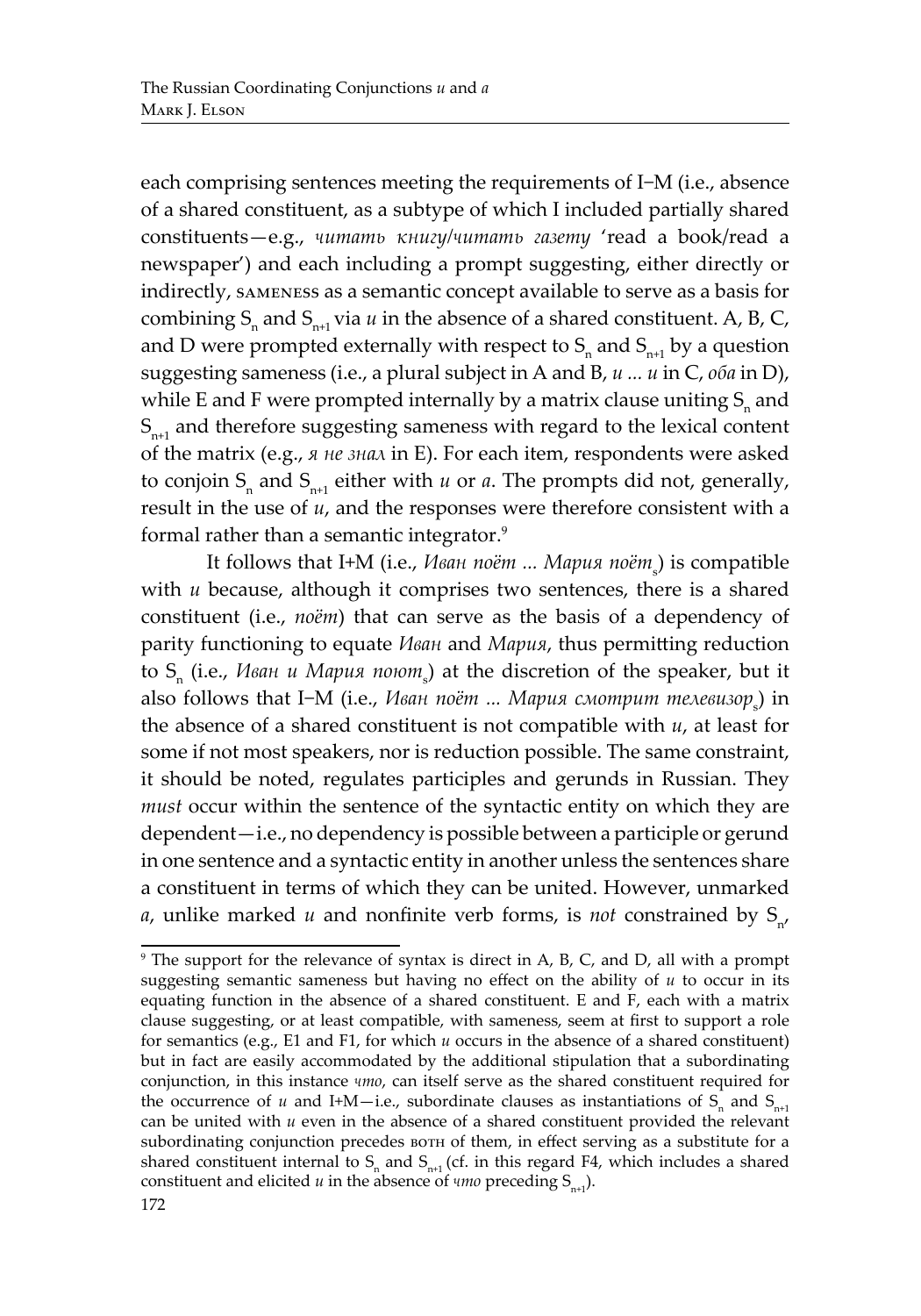each comprising sentences meeting the requirements of I–M (i.e., absence of a shared constituent, as a subtype of which I included partially shared constituents—e.g., *читать книгу/читать газету* 'read a book/read a newspaper') and each including a prompt suggesting, either directly or indirectly, SAMENESS as a semantic concept available to serve as a basis for combining $S_n$ and $S_{n+1}$ via *и* in the absence of a shared constituent. A, B, C, and D were prompted externally with respect to $S_n$ and $S_{n+1}$ by a question suggesting sameness (i.e., a plural subject in A and B, *и ... и* in C, *оба* in D), while E and F were prompted internally by a matrix clause uniting $S_n$ and $S_{n+1}$ and therefore suggesting sameness with regard to the lexical content of the matrix (e.g., *я не знал* in E). For each item, respondents were asked to conjoin $S_n$ and $S_{n+1}$ either with *и* or *а*. The prompts did not, generally, result in the use of *и*, and the responses were therefore consistent with a formal rather than a semantic integrator.[9]

It follows that I+M (i.e., *Иван поёт ... Мария поёт*$_s$) is compatible with *и* because, although it comprises two sentences, there is a shared constituent (i.e., *поёт*) that can serve as the basis of a dependency of parity functioning to equate *Иван* and *Мария*, thus permitting reduction to $S_n$ (i.e., *Иван и Мария поют*$_s$) at the discretion of the speaker, but it also follows that I–M (i.e., *Иван поёт ... Мария смотрит телевизор*$_s$) in the absence of a shared constituent is not compatible with *и*, at least for some if not most speakers, nor is reduction possible. The same constraint, it should be noted, regulates participles and gerunds in Russian. They *must* occur within the sentence of the syntactic entity on which they are dependent—i.e., no dependency is possible between a participle or gerund in one sentence and a syntactic entity in another unless the sentences share a constituent in terms of which they can be united. However, unmarked *а*, unlike marked *и* and nonfinite verb forms, is *not* constrained by $S_n$,

[9] The support for the relevance of syntax is direct in A, B, C, and D, all with a prompt suggesting semantic sameness but having no effect on the ability of *и* to occur in its equating function in the absence of a shared constituent. E and F, each with a matrix clause suggesting, or at least compatible, with sameness, seem at first to support a role for semantics (e.g., E1 and F1, for which *и* occurs in the absence of a shared constituent) but in fact are easily accommodated by the additional stipulation that a subordinating conjunction, in this instance *что*, can itself serve as the shared constituent required for the occurrence of *и* and I+M—i.e., subordinate clauses as instantiations of $S_n$ and $S_{n+1}$ can be united with *и* even in the absence of a shared constituent provided the relevant subordinating conjunction precedes BOTH of them, in effect serving as a substitute for a shared constituent internal to $S_n$ and $S_{n+1}$ (cf. in this regard F4, which includes a shared constituent and elicited *и* in the absence of *что* preceding $S_{n+1}$).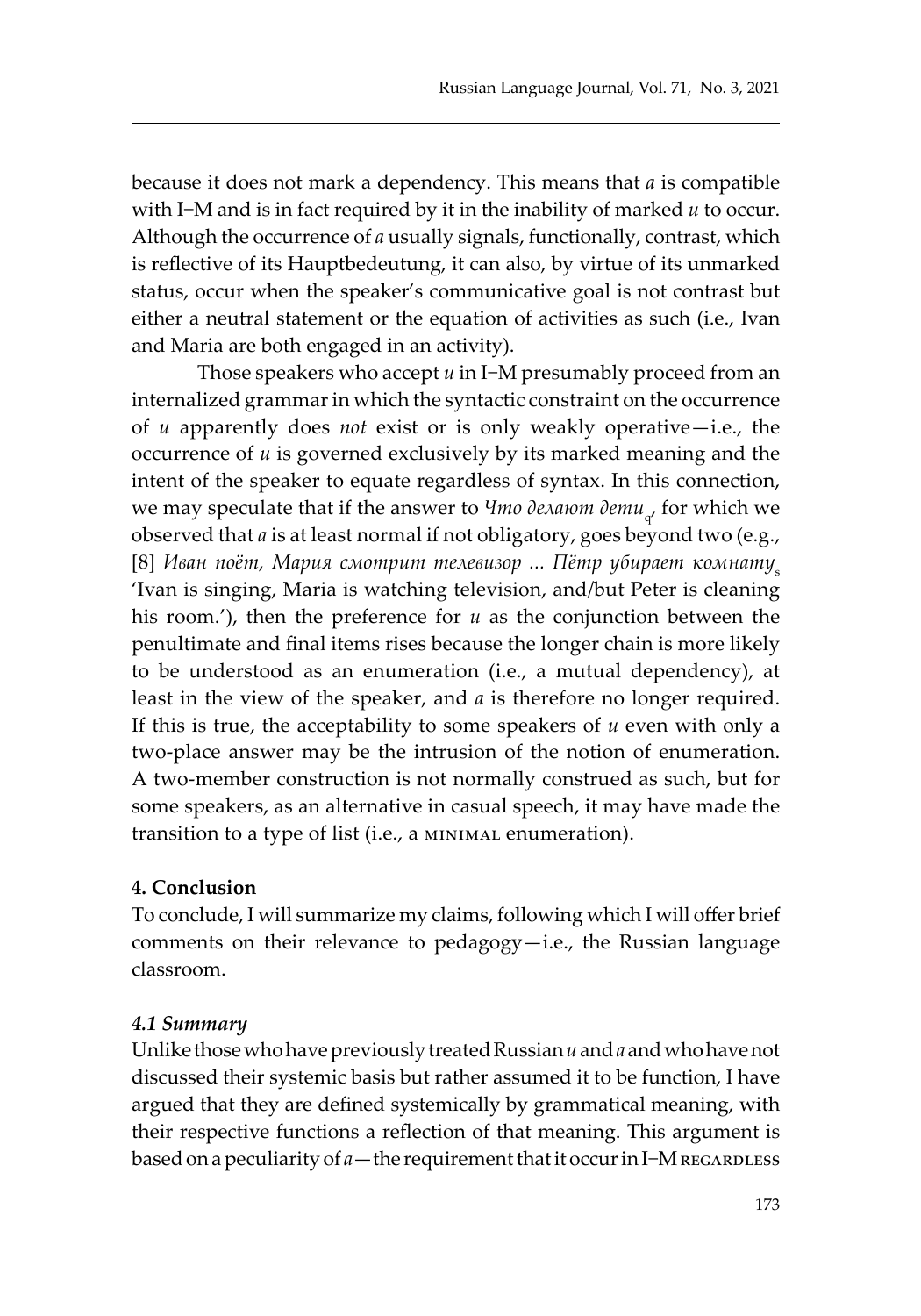because it does not mark a dependency. This means that *a* is compatible with I–M and is in fact required by it in the inability of marked *u* to occur. Although the occurrence of *a* usually signals, functionally, contrast, which is reflective of its Hauptbedeutung, it can also, by virtue of its unmarked status, occur when the speaker's communicative goal is not contrast but either a neutral statement or the equation of activities as such (i.e., Ivan and Maria are both engaged in an activity).

Those speakers who accept *u* in I–M presumably proceed from an internalized grammar in which the syntactic constraint on the occurrence of *u* apparently does *not* exist or is only weakly operative—i.e., the occurrence of *u* is governed exclusively by its marked meaning and the intent of the speaker to equate regardless of syntax. In this connection, we may speculate that if the answer to *Что делают дети*$_q$, for which we observed that *a* is at least normal if not obligatory, goes beyond two (e.g., [8] *Иван поёт, Мария смотрит телевизор ... Пётр убирает комнату*$_s$ 'Ivan is singing, Maria is watching television, and/but Peter is cleaning his room.'), then the preference for *u* as the conjunction between the penultimate and final items rises because the longer chain is more likely to be understood as an enumeration (i.e., a mutual dependency), at least in the view of the speaker, and *a* is therefore no longer required. If this is true, the acceptability to some speakers of *u* even with only a two-place answer may be the intrusion of the notion of enumeration. A two-member construction is not normally construed as such, but for some speakers, as an alternative in casual speech, it may have made the transition to a type of list (i.e., a MINIMAL enumeration).

## 4. Conclusion

To conclude, I will summarize my claims, following which I will offer brief comments on their relevance to pedagogy—i.e., the Russian language classroom.

### *4.1 Summary*

Unlike those who have previously treated Russian *u* and *a* and who have not discussed their systemic basis but rather assumed it to be function, I have argued that they are defined systemically by grammatical meaning, with their respective functions a reflection of that meaning. This argument is based on a peculiarity of *a*—the requirement that it occur in I–M REGARDLESS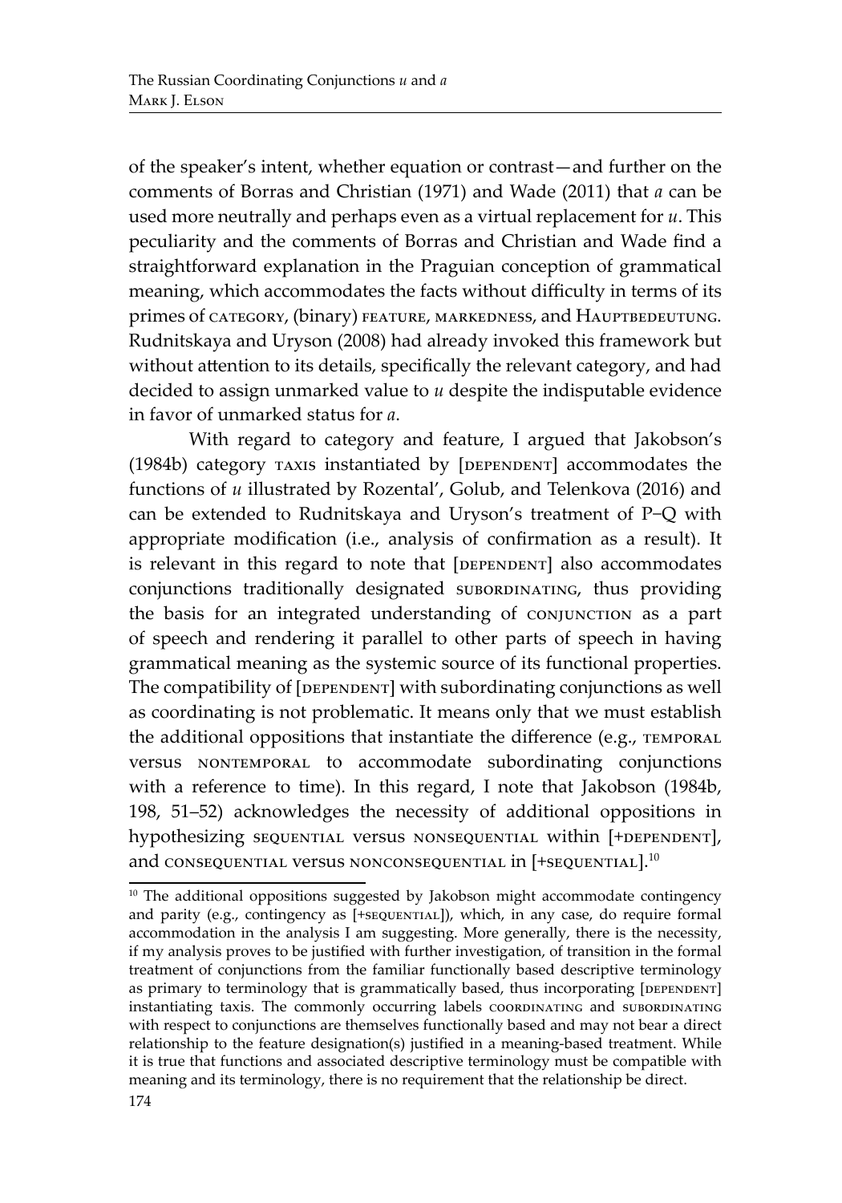of the speaker's intent, whether equation or contrast—and further on the comments of Borras and Christian (1971) and Wade (2011) that *a* can be used more neutrally and perhaps even as a virtual replacement for *u*. This peculiarity and the comments of Borras and Christian and Wade find a straightforward explanation in the Praguian conception of grammatical meaning, which accommodates the facts without difficulty in terms of its primes of CATEGORY, (binary) FEATURE, MARKEDNESS, and HAUPTBEDEUTUNG. Rudnitskaya and Uryson (2008) had already invoked this framework but without attention to its details, specifically the relevant category, and had decided to assign unmarked value to *u* despite the indisputable evidence in favor of unmarked status for *a*.

With regard to category and feature, I argued that Jakobson's (1984b) category TAXIS instantiated by [DEPENDENT] accommodates the functions of *u* illustrated by Rozental', Golub, and Telenkova (2016) and can be extended to Rudnitskaya and Uryson's treatment of P–Q with appropriate modification (i.e., analysis of confirmation as a result). It is relevant in this regard to note that [DEPENDENT] also accommodates conjunctions traditionally designated SUBORDINATING, thus providing the basis for an integrated understanding of CONJUNCTION as a part of speech and rendering it parallel to other parts of speech in having grammatical meaning as the systemic source of its functional properties. The compatibility of [DEPENDENT] with subordinating conjunctions as well as coordinating is not problematic. It means only that we must establish the additional oppositions that instantiate the difference (e.g., TEMPORAL versus NONTEMPORAL to accommodate subordinating conjunctions with a reference to time). In this regard, I note that Jakobson (1984b, 198, 51–52) acknowledges the necessity of additional oppositions in hypothesizing SEQUENTIAL versus NONSEQUENTIAL within [+DEPENDENT], and CONSEQUENTIAL versus NONCONSEQUENTIAL in [+SEQUENTIAL].[10]

---

[10] The additional oppositions suggested by Jakobson might accommodate contingency and parity (e.g., contingency as [+SEQUENTIAL]), which, in any case, do require formal accommodation in the analysis I am suggesting. More generally, there is the necessity, if my analysis proves to be justified with further investigation, of transition in the formal treatment of conjunctions from the familiar functionally based descriptive terminology as primary to terminology that is grammatically based, thus incorporating [DEPENDENT] instantiating taxis. The commonly occurring labels COORDINATING and SUBORDINATING with respect to conjunctions are themselves functionally based and may not bear a direct relationship to the feature designation(s) justified in a meaning-based treatment. While it is true that functions and associated descriptive terminology must be compatible with meaning and its terminology, there is no requirement that the relationship be direct.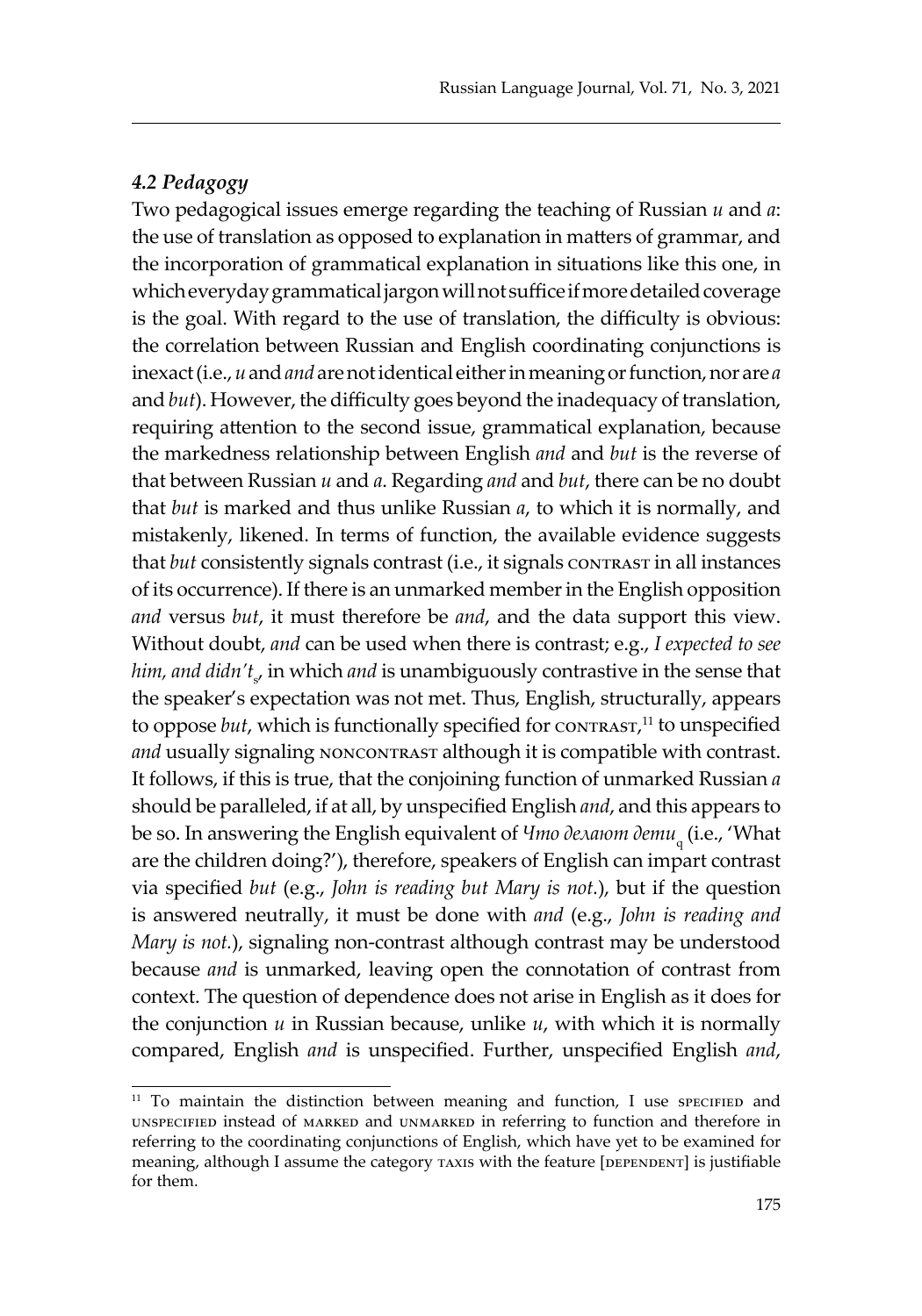### *4.2 Pedagogy*

Two pedagogical issues emerge regarding the teaching of Russian *u* and *a*: the use of translation as opposed to explanation in matters of grammar, and the incorporation of grammatical explanation in situations like this one, in which everyday grammatical jargon will not suffice if more detailed coverage is the goal. With regard to the use of translation, the difficulty is obvious: the correlation between Russian and English coordinating conjunctions is inexact (i.e., *u* and *and* are not identical either in meaning or function, nor are *a* and *but*). However, the difficulty goes beyond the inadequacy of translation, requiring attention to the second issue, grammatical explanation, because the markedness relationship between English *and* and *but* is the reverse of that between Russian *u* and *a*. Regarding *and* and *but*, there can be no doubt that *but* is marked and thus unlike Russian *a*, to which it is normally, and mistakenly, likened. In terms of function, the available evidence suggests that *but* consistently signals contrast (i.e., it signals CONTRAST in all instances of its occurrence). If there is an unmarked member in the English opposition *and* versus *but*, it must therefore be *and*, and the data support this view. Without doubt, *and* can be used when there is contrast; e.g., *I expected to see him, and didn't*$_s$, in which *and* is unambiguously contrastive in the sense that the speaker's expectation was not met. Thus, English, structurally, appears to oppose *but*, which is functionally specified for CONTRAST,[11] to unspecified *and* usually signaling NONCONTRAST although it is compatible with contrast. It follows, if this is true, that the conjoining function of unmarked Russian *a* should be paralleled, if at all, by unspecified English *and*, and this appears to be so. In answering the English equivalent of *Что делают дети*$_q$ (i.e., 'What are the children doing?'), therefore, speakers of English can impart contrast via specified *but* (e.g., *John is reading but Mary is not.*), but if the question is answered neutrally, it must be done with *and* (e.g., *John is reading and Mary is not.*), signaling non-contrast although contrast may be understood because *and* is unmarked, leaving open the connotation of contrast from context. The question of dependence does not arise in English as it does for the conjunction *u* in Russian because, unlike *u*, with which it is normally compared, English *and* is unspecified. Further, unspecified English *and*,

---

[11] To maintain the distinction between meaning and function, I use SPECIFIED and UNSPECIFIED instead of MARKED and UNMARKED in referring to function and therefore in referring to the coordinating conjunctions of English, which have yet to be examined for meaning, although I assume the category TAXIS with the feature [DEPENDENT] is justifiable for them.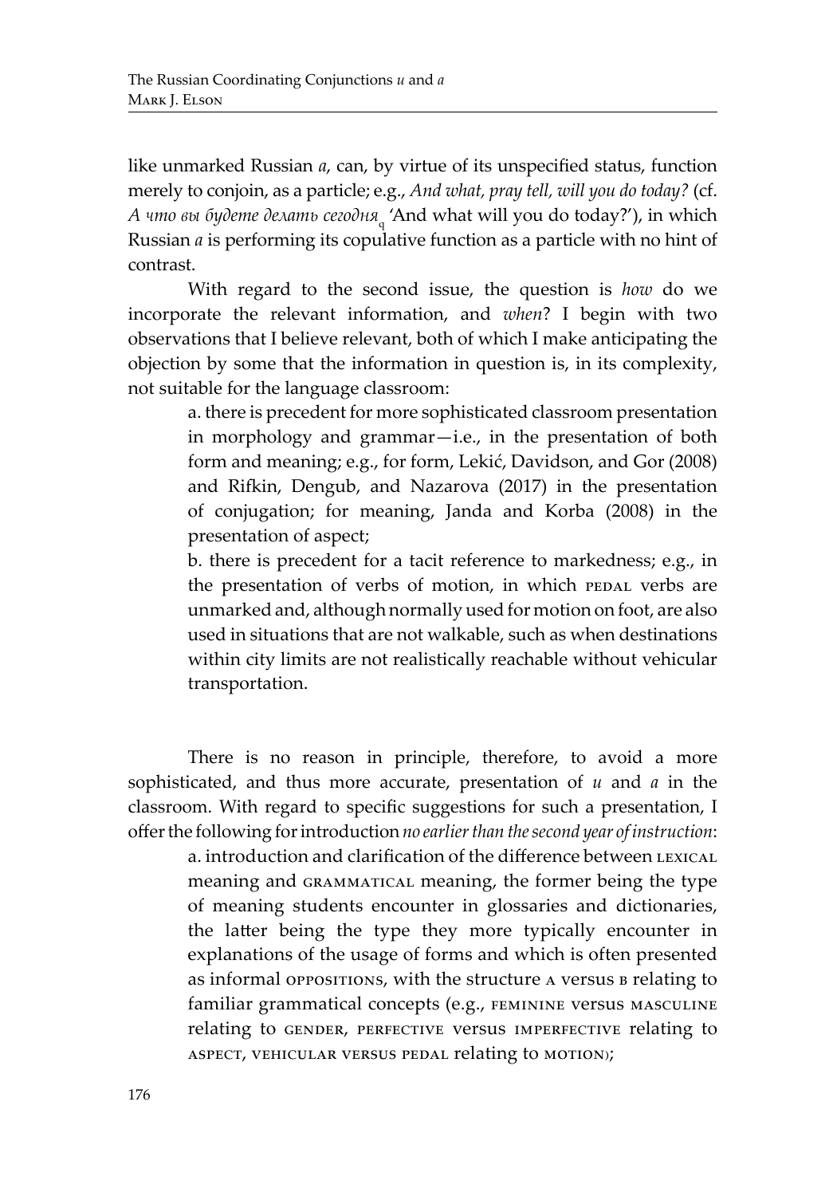like unmarked Russian *a*, can, by virtue of its unspecified status, function merely to conjoin, as a particle; e.g., *And what, pray tell, will you do today?* (cf. *А что вы будете делать сегодня*$_q$ 'And what will you do today?'), in which Russian *a* is performing its copulative function as a particle with no hint of contrast.

With regard to the second issue, the question is *how* do we incorporate the relevant information, and *when*? I begin with two observations that I believe relevant, both of which I make anticipating the objection by some that the information in question is, in its complexity, not suitable for the language classroom:

> a. there is precedent for more sophisticated classroom presentation in morphology and grammar—i.e., in the presentation of both form and meaning; e.g., for form, Lekić, Davidson, and Gor (2008) and Rifkin, Dengub, and Nazarova (2017) in the presentation of conjugation; for meaning, Janda and Korba (2008) in the presentation of aspect;
>
> b. there is precedent for a tacit reference to markedness; e.g., in the presentation of verbs of motion, in which PEDAL verbs are unmarked and, although normally used for motion on foot, are also used in situations that are not walkable, such as when destinations within city limits are not realistically reachable without vehicular transportation.

There is no reason in principle, therefore, to avoid a more sophisticated, and thus more accurate, presentation of *u* and *a* in the classroom. With regard to specific suggestions for such a presentation, I offer the following for introduction *no earlier than the second year of instruction*:

> a. introduction and clarification of the difference between LEXICAL meaning and GRAMMATICAL meaning, the former being the type of meaning students encounter in glossaries and dictionaries, the latter being the type they more typically encounter in explanations of the usage of forms and which is often presented as informal OPPOSITIONS, with the structure A versus B relating to familiar grammatical concepts (e.g., FEMININE versus MASCULINE relating to GENDER, PERFECTIVE versus IMPERFECTIVE relating to ASPECT, VEHICULAR VERSUS PEDAL relating to MOTION);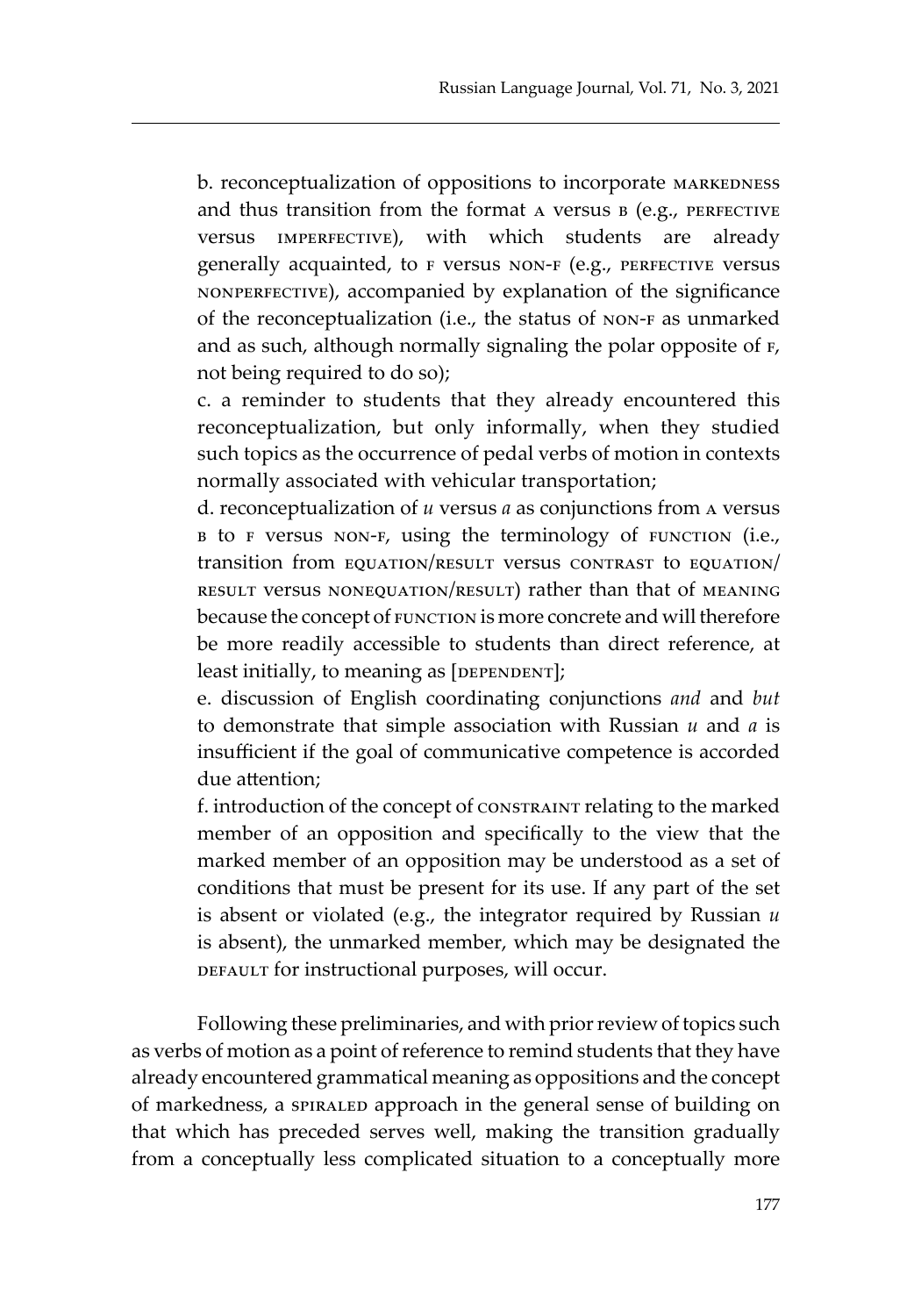b. reconceptualization of oppositions to incorporate MARKEDNESS and thus transition from the format A versus B (e.g., PERFECTIVE versus IMPERFECTIVE), with which students are already generally acquainted, to F versus NON-F (e.g., PERFECTIVE versus NONPERFECTIVE), accompanied by explanation of the significance of the reconceptualization (i.e., the status of NON-F as unmarked and as such, although normally signaling the polar opposite of F, not being required to do so);

c. a reminder to students that they already encountered this reconceptualization, but only informally, when they studied such topics as the occurrence of pedal verbs of motion in contexts normally associated with vehicular transportation;

d. reconceptualization of *u* versus *a* as conjunctions from A versus B to F versus NON-F, using the terminology of FUNCTION (i.e., transition from EQUATION/RESULT versus CONTRAST to EQUATION/RESULT versus NONEQUATION/RESULT) rather than that of MEANING because the concept of FUNCTION is more concrete and will therefore be more readily accessible to students than direct reference, at least initially, to meaning as [DEPENDENT];

e. discussion of English coordinating conjunctions *and* and *but* to demonstrate that simple association with Russian *u* and *a* is insufficient if the goal of communicative competence is accorded due attention;

f. introduction of the concept of CONSTRAINT relating to the marked member of an opposition and specifically to the view that the marked member of an opposition may be understood as a set of conditions that must be present for its use. If any part of the set is absent or violated (e.g., the integrator required by Russian *u* is absent), the unmarked member, which may be designated the DEFAULT for instructional purposes, will occur.

Following these preliminaries, and with prior review of topics such as verbs of motion as a point of reference to remind students that they have already encountered grammatical meaning as oppositions and the concept of markedness, a SPIRALED approach in the general sense of building on that which has preceded serves well, making the transition gradually from a conceptually less complicated situation to a conceptually more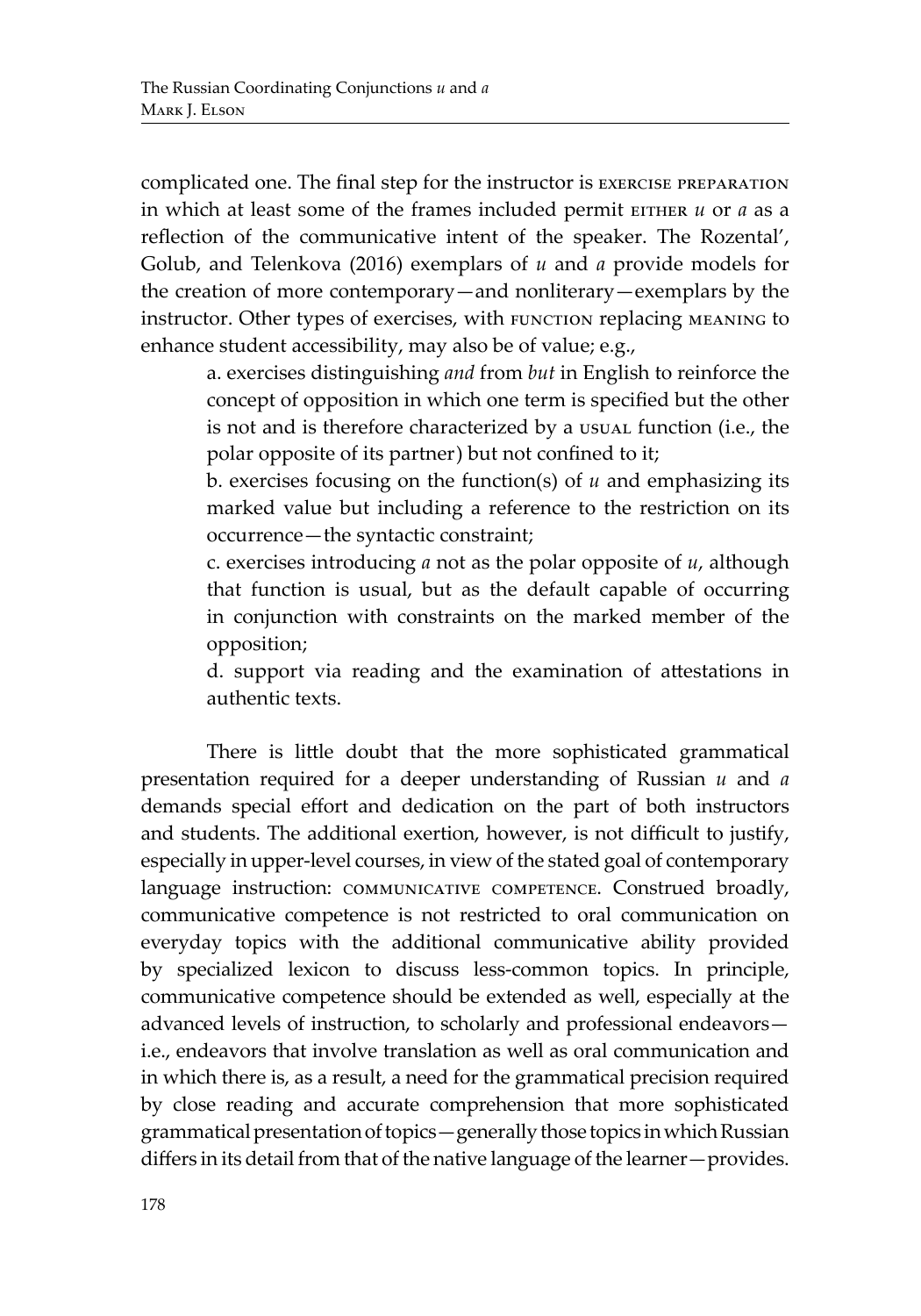complicated one. The final step for the instructor is EXERCISE PREPARATION in which at least some of the frames included permit EITHER *u* or *a* as a reflection of the communicative intent of the speaker. The Rozental', Golub, and Telenkova (2016) exemplars of *u* and *a* provide models for the creation of more contemporary—and nonliterary—exemplars by the instructor. Other types of exercises, with FUNCTION replacing MEANING to enhance student accessibility, may also be of value; e.g.,

> a. exercises distinguishing *and* from *but* in English to reinforce the concept of opposition in which one term is specified but the other is not and is therefore characterized by a USUAL function (i.e., the polar opposite of its partner) but not confined to it;
>
> b. exercises focusing on the function(s) of *u* and emphasizing its marked value but including a reference to the restriction on its occurrence—the syntactic constraint;
>
> c. exercises introducing *a* not as the polar opposite of *u*, although that function is usual, but as the default capable of occurring in conjunction with constraints on the marked member of the opposition;
>
> d. support via reading and the examination of attestations in authentic texts.

There is little doubt that the more sophisticated grammatical presentation required for a deeper understanding of Russian *u* and *a* demands special effort and dedication on the part of both instructors and students. The additional exertion, however, is not difficult to justify, especially in upper-level courses, in view of the stated goal of contemporary language instruction: COMMUNICATIVE COMPETENCE. Construed broadly, communicative competence is not restricted to oral communication on everyday topics with the additional communicative ability provided by specialized lexicon to discuss less-common topics. In principle, communicative competence should be extended as well, especially at the advanced levels of instruction, to scholarly and professional endeavors—i.e., endeavors that involve translation as well as oral communication and in which there is, as a result, a need for the grammatical precision required by close reading and accurate comprehension that more sophisticated grammatical presentation of topics—generally those topics in which Russian differs in its detail from that of the native language of the learner—provides.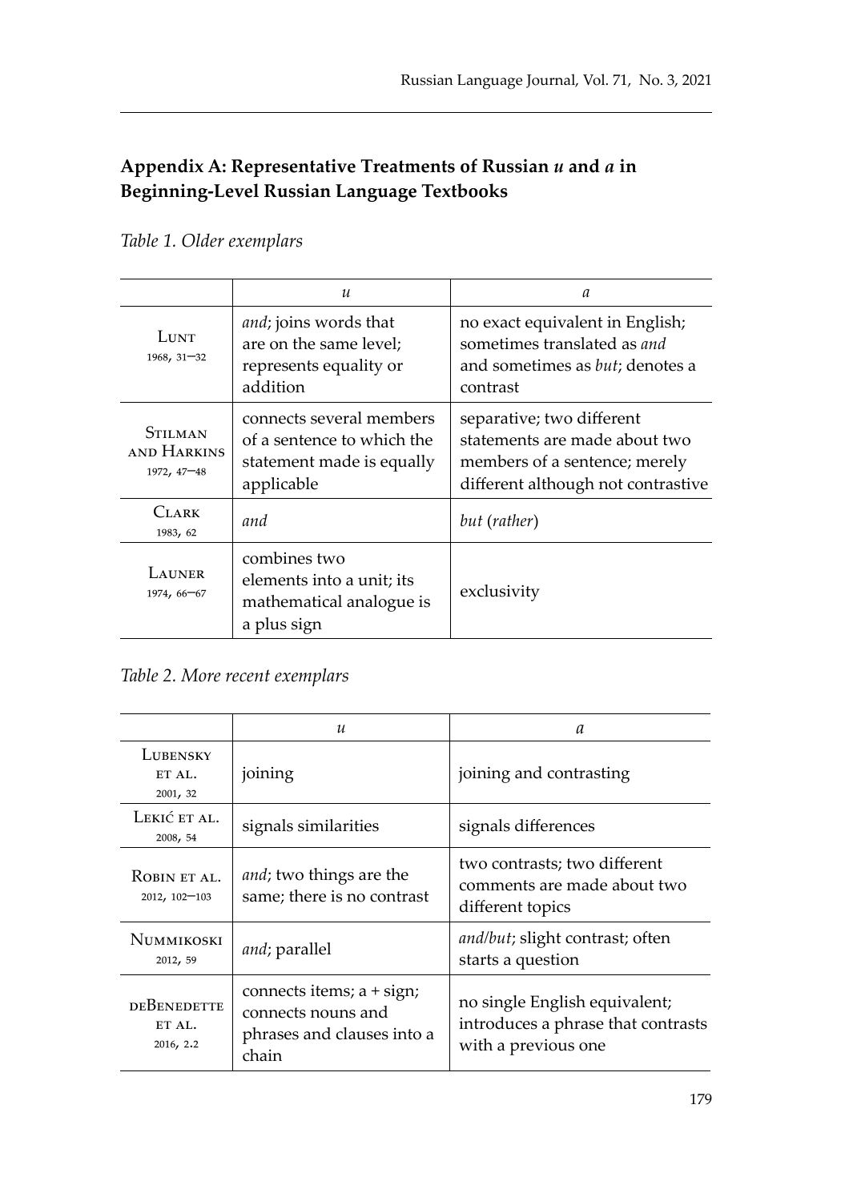## Appendix A: Representative Treatments of Russian *и* and *а* in Beginning-Level Russian Language Textbooks

*Table 1. Older exemplars*

| | *и* | *а* |
|---|---|---|
| Lunt 1968, 31–32 | *and*; joins words that are on the same level; represents equality or addition | no exact equivalent in English; sometimes translated as *and* and sometimes as *but*; denotes a contrast |
| Stilman and Harkins 1972, 47–48 | connects several members of a sentence to which the statement made is equally applicable | separative; two different statements are made about two members of a sentence; merely different although not contrastive |
| Clark 1983, 62 | *and* | *but* (*rather*) |
| Launer 1974, 66–67 | combines two elements into a unit; its mathematical analogue is a plus sign | exclusivity |

*Table 2. More recent exemplars*

| | *и* | *а* |
|---|---|---|
| Lubensky et al. 2001, 32 | joining | joining and contrasting |
| Lekić et al. 2008, 54 | signals similarities | signals differences |
| Robin et al. 2012, 102–103 | *and*; two things are the same; there is no contrast | two contrasts; two different comments are made about two different topics |
| Nummikoski 2012, 59 | *and*; parallel | *and*/*but*; slight contrast; often starts a question |
| deBenedette et al. 2016, 2.2 | connects items; a + sign; connects nouns and phrases and clauses into a chain | no single English equivalent; introduces a phrase that contrasts with a previous one |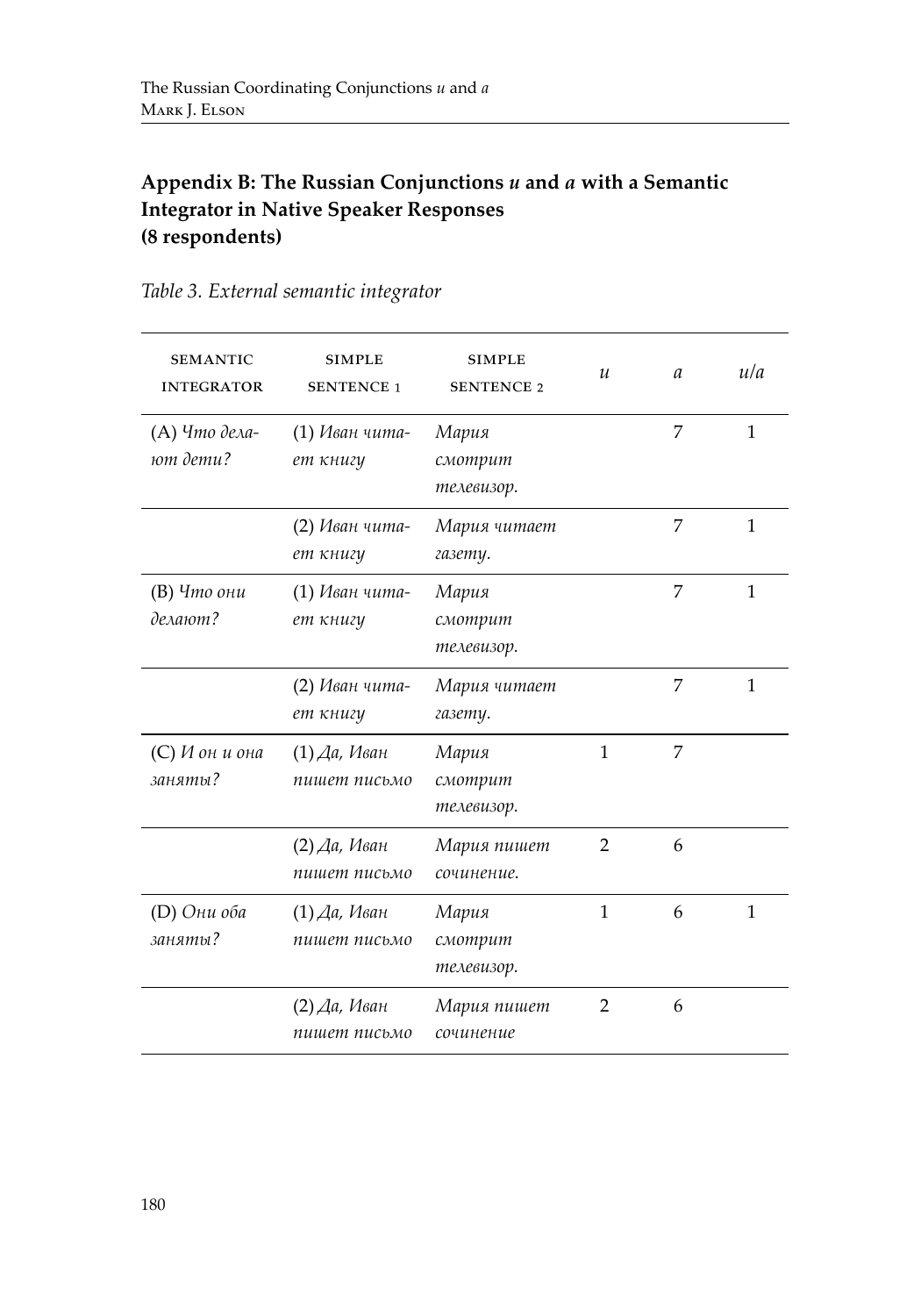## Appendix B: The Russian Conjunctions *u* and *a* with a Semantic Integrator in Native Speaker Responses (8 respondents)

*Table 3. External semantic integrator*

| SEMANTIC INTEGRATOR | SIMPLE SENTENCE 1 | SIMPLE SENTENCE 2 | *u* | *a* | *u/a* |
|---|---|---|---|---|---|
| (A) *Что делают дети?* | (1) *Иван читает книгу* | *Мария смотрит телевизор.* | | 7 | 1 |
| | (2) *Иван читает книгу* | *Мария читает газету.* | | 7 | 1 |
| (B) *Что они делают?* | (1) *Иван читает книгу* | *Мария смотрит телевизор.* | | 7 | 1 |
| | (2) *Иван читает книгу* | *Мария читает газету.* | | 7 | 1 |
| (C) *И он и она заняты?* | (1) *Да, Иван пишет письмо* | *Мария смотрит телевизор.* | 1 | 7 | |
| | (2) *Да, Иван пишет письмо* | *Мария пишет сочинение.* | 2 | 6 | |
| (D) *Они оба заняты?* | (1) *Да, Иван пишет письмо* | *Мария смотрит телевизор.* | 1 | 6 | 1 |
| | (2) *Да, Иван пишет письмо* | *Мария пишет сочинение* | 2 | 6 | |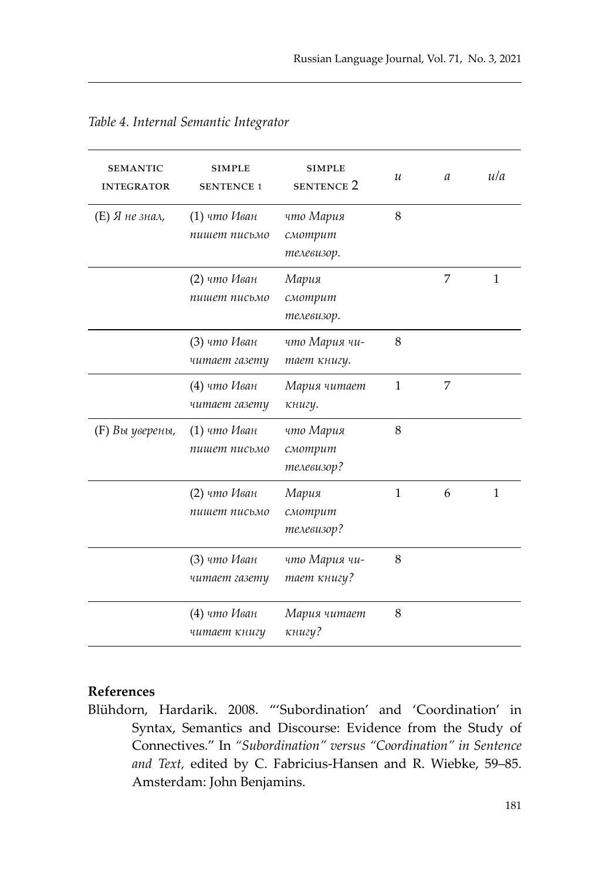*Table 4. Internal Semantic Integrator*

| SEMANTIC INTEGRATOR | SIMPLE SENTENCE 1 | SIMPLE SENTENCE 2 | *и* | *а* | *и/а* |
|---|---|---|---|---|---|
| (E) *Я не знал,* | (1) *что Иван пишет письмо* | *что Мария смотрит телевизор.* | 8 | | |
| | (2) *что Иван пишет письмо* | *Мария смотрит телевизор.* | | 7 | 1 |
| | (3) *что Иван читает газету* | *что Мария читает книгу.* | 8 | | |
| | (4) *что Иван читает газету* | *Мария читает книгу.* | 1 | 7 | |
| (F) *Вы уверены,* | (1) *что Иван пишет письмо* | *что Мария смотрит телевизор?* | 8 | | |
| | (2) *что Иван пишет письмо* | *Мария смотрит телевизор?* | 1 | 6 | 1 |
| | (3) *что Иван читает газету* | *что Мария читает книгу?* | 8 | | |
| | (4) *что Иван читает книгу* | *Мария читает книгу?* | 8 | | |

## References

Blühdorn, Hardarik. 2008. "'Subordination' and 'Coordination' in Syntax, Semantics and Discourse: Evidence from the Study of Connectives." In *"Subordination" versus "Coordination" in Sentence and Text,* edited by C. Fabricius-Hansen and R. Wiebke, 59–85. Amsterdam: John Benjamins.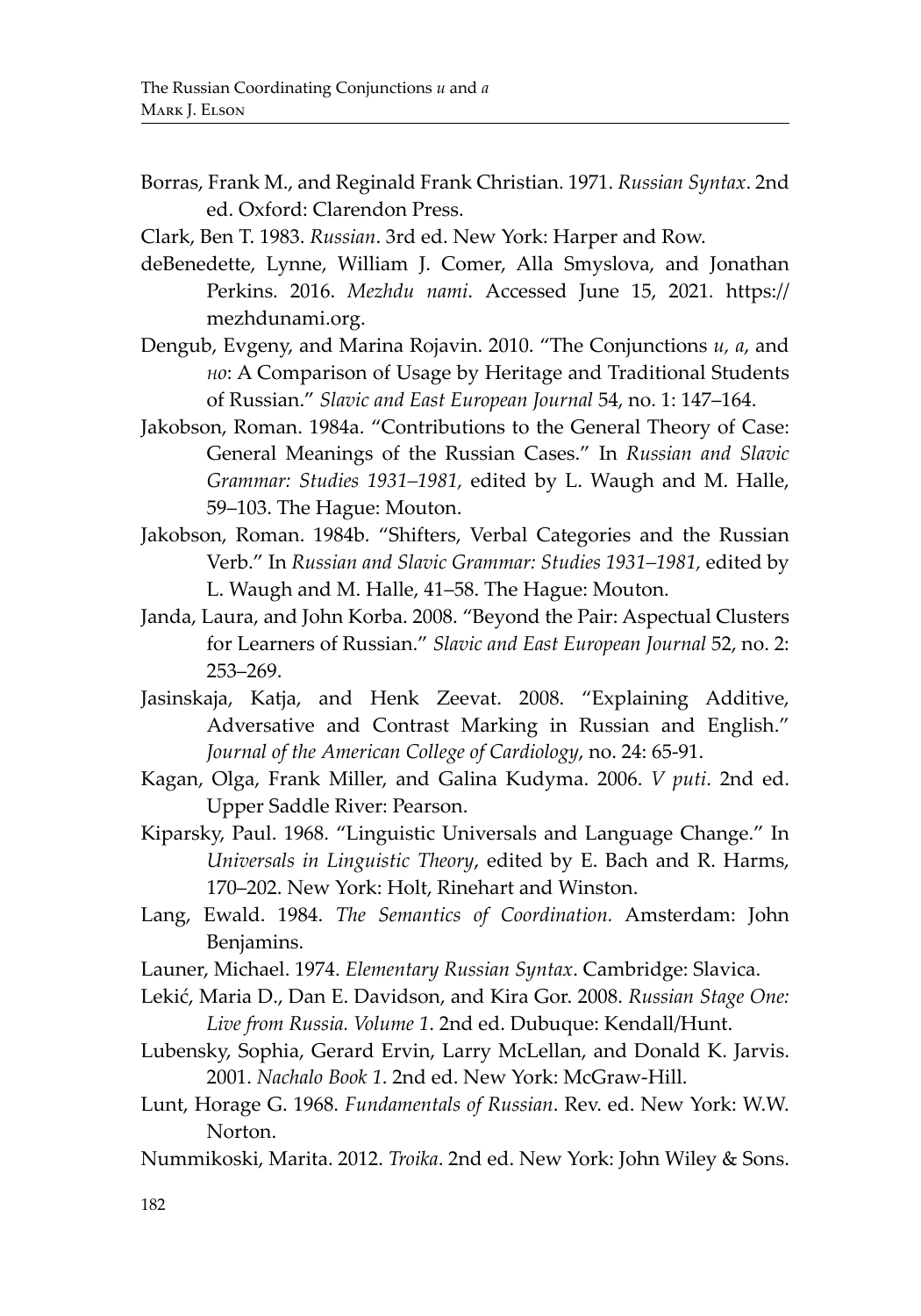Borras, Frank M., and Reginald Frank Christian. 1971. *Russian Syntax*. 2nd ed. Oxford: Clarendon Press.

Clark, Ben T. 1983. *Russian*. 3rd ed. New York: Harper and Row.

deBenedette, Lynne, William J. Comer, Alla Smyslova, and Jonathan Perkins. 2016. *Mezhdu nami*. Accessed June 15, 2021. https://mezhdunami.org.

Dengub, Evgeny, and Marina Rojavin. 2010. "The Conjunctions *и, а,* and *но*: A Comparison of Usage by Heritage and Traditional Students of Russian." *Slavic and East European Journal* 54, no. 1: 147–164.

Jakobson, Roman. 1984a. "Contributions to the General Theory of Case: General Meanings of the Russian Cases." In *Russian and Slavic Grammar: Studies 1931–1981,* edited by L. Waugh and M. Halle, 59–103. The Hague: Mouton.

Jakobson, Roman. 1984b. "Shifters, Verbal Categories and the Russian Verb." In *Russian and Slavic Grammar: Studies 1931–1981,* edited by L. Waugh and M. Halle, 41–58. The Hague: Mouton.

Janda, Laura, and John Korba. 2008. "Beyond the Pair: Aspectual Clusters for Learners of Russian." *Slavic and East European Journal* 52, no. 2: 253–269.

Jasinskaja, Katja, and Henk Zeevat. 2008. "Explaining Additive, Adversative and Contrast Marking in Russian and English." *Journal of the American College of Cardiology*, no. 24: 65-91.

Kagan, Olga, Frank Miller, and Galina Kudyma. 2006. *V puti*. 2nd ed. Upper Saddle River: Pearson.

Kiparsky, Paul. 1968. "Linguistic Universals and Language Change." In *Universals in Linguistic Theory*, edited by E. Bach and R. Harms, 170–202. New York: Holt, Rinehart and Winston.

Lang, Ewald. 1984. *The Semantics of Coordination.* Amsterdam: John Benjamins.

Launer, Michael. 1974. *Elementary Russian Syntax*. Cambridge: Slavica.

Lekić, Maria D., Dan E. Davidson, and Kira Gor. 2008. *Russian Stage One: Live from Russia. Volume 1*. 2nd ed. Dubuque: Kendall/Hunt.

Lubensky, Sophia, Gerard Ervin, Larry McLellan, and Donald K. Jarvis. 2001. *Nachalo Book 1*. 2nd ed. New York: McGraw-Hill.

Lunt, Horage G. 1968. *Fundamentals of Russian*. Rev. ed. New York: W.W. Norton.

Nummikoski, Marita. 2012. *Troika*. 2nd ed. New York: John Wiley & Sons.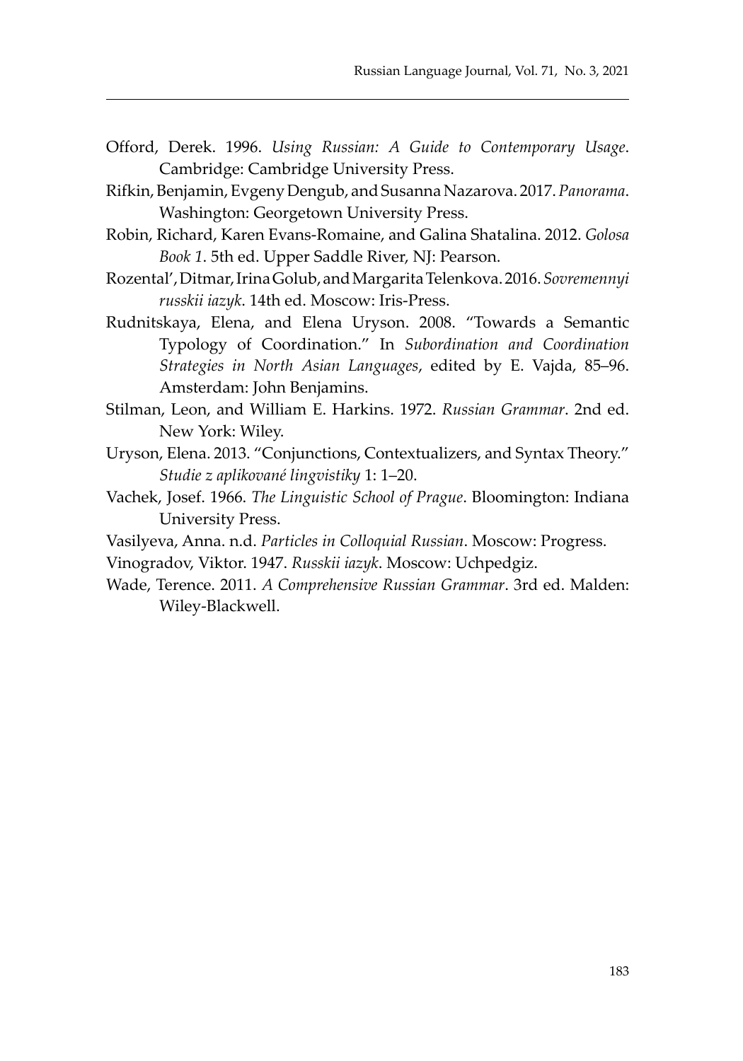Offord, Derek. 1996. *Using Russian: A Guide to Contemporary Usage*. Cambridge: Cambridge University Press.

Rifkin, Benjamin, Evgeny Dengub, and Susanna Nazarova. 2017. *Panorama*. Washington: Georgetown University Press.

Robin, Richard, Karen Evans-Romaine, and Galina Shatalina. 2012. *Golosa Book 1*. 5th ed. Upper Saddle River, NJ: Pearson.

Rozental', Ditmar, Irina Golub, and Margarita Telenkova. 2016. *Sovremennyi russkii iazyk*. 14th ed. Moscow: Iris-Press.

Rudnitskaya, Elena, and Elena Uryson. 2008. "Towards a Semantic Typology of Coordination." In *Subordination and Coordination Strategies in North Asian Languages*, edited by E. Vajda, 85–96. Amsterdam: John Benjamins.

Stilman, Leon, and William E. Harkins. 1972. *Russian Grammar*. 2nd ed. New York: Wiley.

Uryson, Elena. 2013. "Conjunctions, Contextualizers, and Syntax Theory." *Studie z aplikované lingvistiky* 1: 1–20.

Vachek, Josef. 1966. *The Linguistic School of Prague*. Bloomington: Indiana University Press.

Vasilyeva, Anna. n.d. *Particles in Colloquial Russian*. Moscow: Progress.

Vinogradov, Viktor. 1947. *Russkii iazyk*. Moscow: Uchpedgiz.

Wade, Terence. 2011. *A Comprehensive Russian Grammar*. 3rd ed. Malden: Wiley-Blackwell.